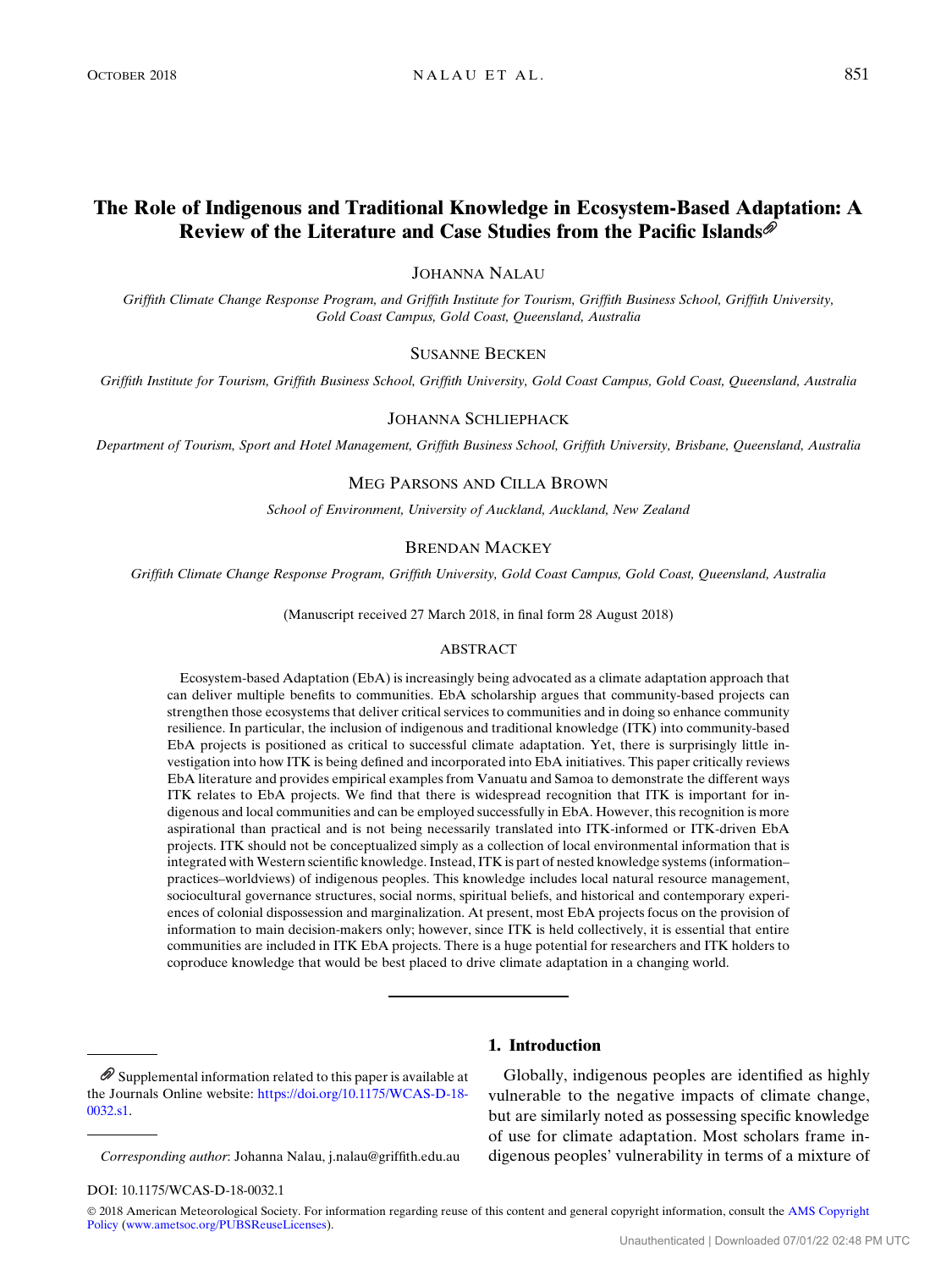# The Role of Indigenous and Traditional Knowledge in Ecosystem-Based Adaptation: A Review of the Literature and Case Studies from the Pacific Islands

JOHANNA NALAU

*Griffith Climate Change Response Program, and Griffith Institute for Tourism, Griffith Business School, Griffith University, Gold Coast Campus, Gold Coast, Queensland, Australia*

SUSANNE BECKEN

*Griffith Institute for Tourism, Griffith Business School, Griffith University, Gold Coast Campus, Gold Coast, Queensland, Australia*

JOHANNA SCHLIEPHACK

*Department of Tourism, Sport and Hotel Management, Griffith Business School, Griffith University, Brisbane, Queensland, Australia*

MEG PARSONS AND CILLA BROWN

*School of Environment, University of Auckland, Auckland, New Zealand*

BRENDAN MACKEY

*Griffith Climate Change Response Program, Griffith University, Gold Coast Campus, Gold Coast, Queensland, Australia*

(Manuscript received 27 March 2018, in final form 28 August 2018)

## ABSTRACT

Ecosystem-based Adaptation (EbA) is increasingly being advocated as a climate adaptation approach that can deliver multiple benefits to communities. EbA scholarship argues that community-based projects can strengthen those ecosystems that deliver critical services to communities and in doing so enhance community resilience. In particular, the inclusion of indigenous and traditional knowledge (ITK) into community-based EbA projects is positioned as critical to successful climate adaptation. Yet, there is surprisingly little investigation into how ITK is being defined and incorporated into EbA initiatives. This paper critically reviews EbA literature and provides empirical examples from Vanuatu and Samoa to demonstrate the different ways ITK relates to EbA projects. We find that there is widespread recognition that ITK is important for indigenous and local communities and can be employed successfully in EbA. However, this recognition is more aspirational than practical and is not being necessarily translated into ITK-informed or ITK-driven EbA projects. ITK should not be conceptualized simply as a collection of local environmental information that is integrated with Western scientific knowledge. Instead, ITK is part of nested knowledge systems (information–practices–worldviews) of indigenous peoples. This knowledge includes local natural resource management, sociocultural governance structures, social norms, spiritual beliefs, and historical and contemporary experiences of colonial dispossession and marginalization. At present, most EbA projects focus on the provision of information to main decision-makers only; however, since ITK is held collectively, it is essential that entire communities are included in ITK EbA projects. There is a huge potential for researchers and ITK holders to coproduce knowledge that would be best placed to drive climate adaptation in a changing world.

## 1. Introduction

Globally, indigenous peoples are identified as highly vulnerable to the negative impacts of climate change, but are similarly noted as possessing specific knowledge of use for climate adaptation. Most scholars frame indigenous peoples' vulnerability in terms of a mixture of

---

Supplemental information related to this paper is available at the Journals Online website: https://doi.org/10.1175/WCAS-D-18-0032.s1.

*Corresponding author*: Johanna Nalau, j.nalau@griffith.edu.au

DOI: 10.1175/WCAS-D-18-0032.1

© 2018 American Meteorological Society. For information regarding reuse of this content and general copyright information, consult the AMS Copyright Policy (www.ametsoc.org/PUBSReuseLicenses).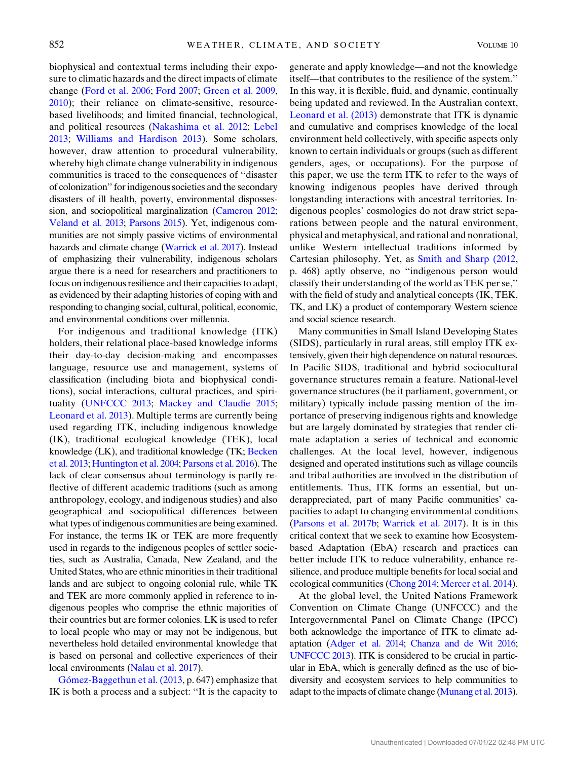biophysical and contextual terms including their exposure to climatic hazards and the direct impacts of climate change (Ford et al. 2006; Ford 2007; Green et al. 2009, 2010); their reliance on climate-sensitive, resource-based livelihoods; and limited financial, technological, and political resources (Nakashima et al. 2012; Lebel 2013; Williams and Hardison 2013). Some scholars, however, draw attention to procedural vulnerability, whereby high climate change vulnerability in indigenous communities is traced to the consequences of ''disaster of colonization'' for indigenous societies and the secondary disasters of ill health, poverty, environmental dispossession, and sociopolitical marginalization (Cameron 2012; Veland et al. 2013; Parsons 2015). Yet, indigenous communities are not simply passive victims of environmental hazards and climate change (Warrick et al. 2017). Instead of emphasizing their vulnerability, indigenous scholars argue there is a need for researchers and practitioners to focus on indigenous resilience and their capacities to adapt, as evidenced by their adapting histories of coping with and responding to changing social, cultural, political, economic, and environmental conditions over millennia.

For indigenous and traditional knowledge (ITK) holders, their relational place-based knowledge informs their day-to-day decision-making and encompasses language, resource use and management, systems of classification (including biota and biophysical conditions), social interactions, cultural practices, and spirituality (UNFCCC 2013; Mackey and Claudie 2015; Leonard et al. 2013). Multiple terms are currently being used regarding ITK, including indigenous knowledge (IK), traditional ecological knowledge (TEK), local knowledge (LK), and traditional knowledge (TK; Becken et al. 2013; Huntington et al. 2004; Parsons et al. 2016). The lack of clear consensus about terminology is partly reflective of different academic traditions (such as among anthropology, ecology, and indigenous studies) and also geographical and sociopolitical differences between what types of indigenous communities are being examined. For instance, the terms IK or TEK are more frequently used in regards to the indigenous peoples of settler societies, such as Australia, Canada, New Zealand, and the United States, who are ethnic minorities in their traditional lands and are subject to ongoing colonial rule, while TK and TEK are more commonly applied in reference to indigenous peoples who comprise the ethnic majorities of their countries but are former colonies. LK is used to refer to local people who may or may not be indigenous, but nevertheless hold detailed environmental knowledge that is based on personal and collective experiences of their local environments (Nalau et al. 2017).

Gómez-Baggethun et al. (2013, p. 647) emphasize that IK is both a process and a subject: ''It is the capacity to generate and apply knowledge—and not the knowledge itself—that contributes to the resilience of the system.'' In this way, it is flexible, fluid, and dynamic, continually being updated and reviewed. In the Australian context, Leonard et al. (2013) demonstrate that ITK is dynamic and cumulative and comprises knowledge of the local environment held collectively, with specific aspects only known to certain individuals or groups (such as different genders, ages, or occupations). For the purpose of this paper, we use the term ITK to refer to the ways of knowing indigenous peoples have derived through longstanding interactions with ancestral territories. Indigenous peoples' cosmologies do not draw strict separations between people and the natural environment, physical and metaphysical, and rational and nonrational, unlike Western intellectual traditions informed by Cartesian philosophy. Yet, as Smith and Sharp (2012, p. 468) aptly observe, no ''indigenous person would classify their understanding of the world as TEK per se,'' with the field of study and analytical concepts (IK, TEK, TK, and LK) a product of contemporary Western science and social science research.

Many communities in Small Island Developing States (SIDS), particularly in rural areas, still employ ITK extensively, given their high dependence on natural resources. In Pacific SIDS, traditional and hybrid sociocultural governance structures remain a feature. National-level governance structures (be it parliament, government, or military) typically include passing mention of the importance of preserving indigenous rights and knowledge but are largely dominated by strategies that render climate adaptation a series of technical and economic challenges. At the local level, however, indigenous designed and operated institutions such as village councils and tribal authorities are involved in the distribution of entitlements. Thus, ITK forms an essential, but underappreciated, part of many Pacific communities' capacities to adapt to changing environmental conditions (Parsons et al. 2017b; Warrick et al. 2017). It is in this critical context that we seek to examine how Ecosystem-based Adaptation (EbA) research and practices can better include ITK to reduce vulnerability, enhance resilience, and produce multiple benefits for local social and ecological communities (Chong 2014; Mercer et al. 2014).

At the global level, the United Nations Framework Convention on Climate Change (UNFCCC) and the Intergovernmental Panel on Climate Change (IPCC) both acknowledge the importance of ITK to climate adaptation (Adger et al. 2014; Chanza and de Wit 2016; UNFCCC 2013). ITK is considered to be crucial in particular in EbA, which is generally defined as the use of biodiversity and ecosystem services to help communities to adapt to the impacts of climate change (Munang et al. 2013).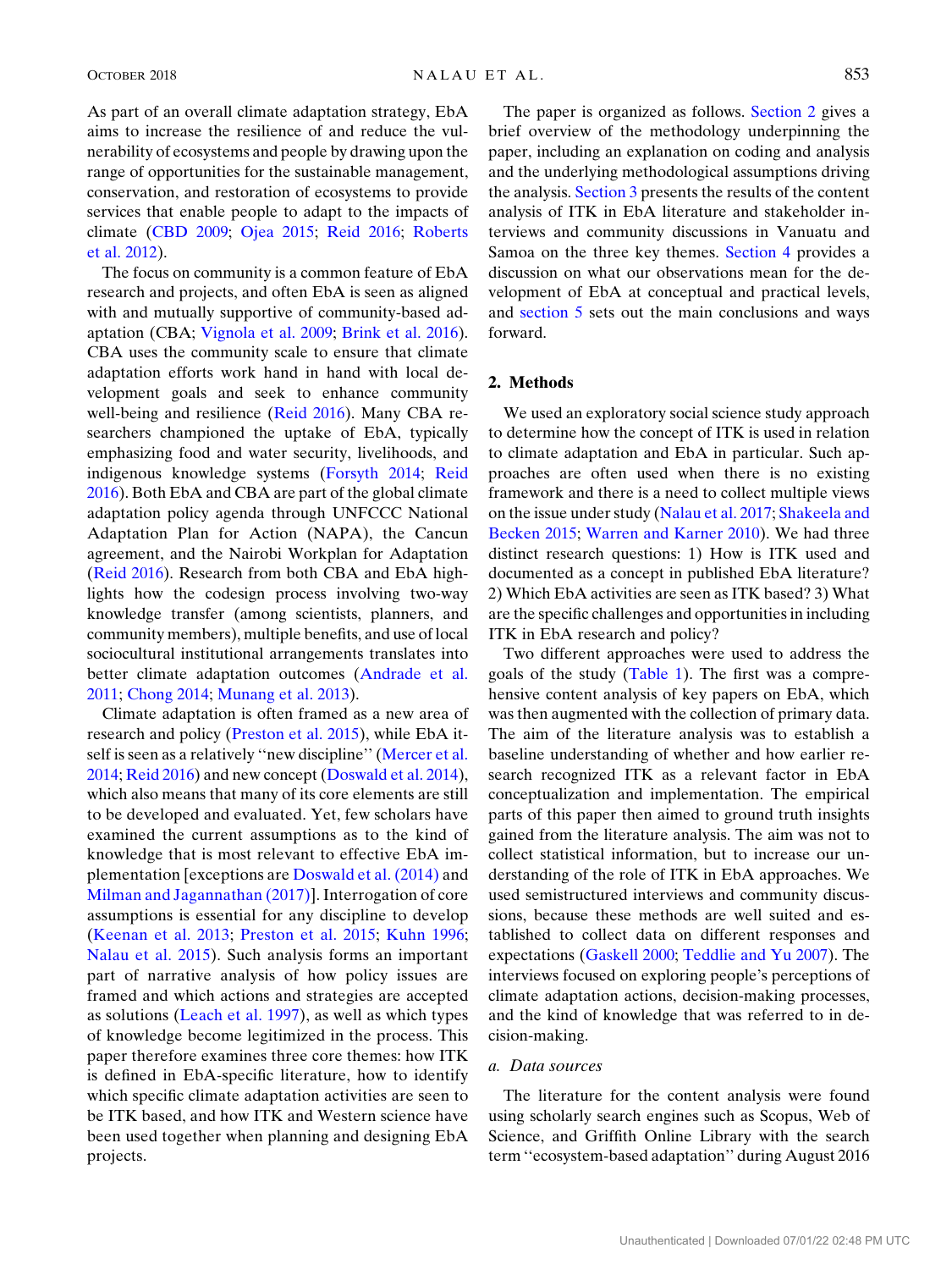As part of an overall climate adaptation strategy, EbA aims to increase the resilience of and reduce the vulnerability of ecosystems and people by drawing upon the range of opportunities for the sustainable management, conservation, and restoration of ecosystems to provide services that enable people to adapt to the impacts of climate (CBD 2009; Ojea 2015; Reid 2016; Roberts et al. 2012).

The focus on community is a common feature of EbA research and projects, and often EbA is seen as aligned with and mutually supportive of community-based adaptation (CBA; Vignola et al. 2009; Brink et al. 2016). CBA uses the community scale to ensure that climate adaptation efforts work hand in hand with local development goals and seek to enhance community well-being and resilience (Reid 2016). Many CBA researchers championed the uptake of EbA, typically emphasizing food and water security, livelihoods, and indigenous knowledge systems (Forsyth 2014; Reid 2016). Both EbA and CBA are part of the global climate adaptation policy agenda through UNFCCC National Adaptation Plan for Action (NAPA), the Cancun agreement, and the Nairobi Workplan for Adaptation (Reid 2016). Research from both CBA and EbA highlights how the codesign process involving two-way knowledge transfer (among scientists, planners, and community members), multiple benefits, and use of local sociocultural institutional arrangements translates into better climate adaptation outcomes (Andrade et al. 2011; Chong 2014; Munang et al. 2013).

Climate adaptation is often framed as a new area of research and policy (Preston et al. 2015), while EbA itself is seen as a relatively ''new discipline'' (Mercer et al. 2014; Reid 2016) and new concept (Doswald et al. 2014), which also means that many of its core elements are still to be developed and evaluated. Yet, few scholars have examined the current assumptions as to the kind of knowledge that is most relevant to effective EbA implementation [exceptions are Doswald et al. (2014) and Milman and Jagannathan (2017)]. Interrogation of core assumptions is essential for any discipline to develop (Keenan et al. 2013; Preston et al. 2015; Kuhn 1996; Nalau et al. 2015). Such analysis forms an important part of narrative analysis of how policy issues are framed and which actions and strategies are accepted as solutions (Leach et al. 1997), as well as which types of knowledge become legitimized in the process. This paper therefore examines three core themes: how ITK is defined in EbA-specific literature, how to identify which specific climate adaptation activities are seen to be ITK based, and how ITK and Western science have been used together when planning and designing EbA projects.

The paper is organized as follows. Section 2 gives a brief overview of the methodology underpinning the paper, including an explanation on coding and analysis and the underlying methodological assumptions driving the analysis. Section 3 presents the results of the content analysis of ITK in EbA literature and stakeholder interviews and community discussions in Vanuatu and Samoa on the three key themes. Section 4 provides a discussion on what our observations mean for the development of EbA at conceptual and practical levels, and section 5 sets out the main conclusions and ways forward.

## 2. Methods

We used an exploratory social science study approach to determine how the concept of ITK is used in relation to climate adaptation and EbA in particular. Such approaches are often used when there is no existing framework and there is a need to collect multiple views on the issue under study (Nalau et al. 2017; Shakeela and Becken 2015; Warren and Karner 2010). We had three distinct research questions: 1) How is ITK used and documented as a concept in published EbA literature? 2) Which EbA activities are seen as ITK based? 3) What are the specific challenges and opportunities in including ITK in EbA research and policy?

Two different approaches were used to address the goals of the study (Table 1). The first was a comprehensive content analysis of key papers on EbA, which was then augmented with the collection of primary data. The aim of the literature analysis was to establish a baseline understanding of whether and how earlier research recognized ITK as a relevant factor in EbA conceptualization and implementation. The empirical parts of this paper then aimed to ground truth insights gained from the literature analysis. The aim was not to collect statistical information, but to increase our understanding of the role of ITK in EbA approaches. We used semistructured interviews and community discussions, because these methods are well suited and established to collect data on different responses and expectations (Gaskell 2000; Teddlie and Yu 2007). The interviews focused on exploring people's perceptions of climate adaptation actions, decision-making processes, and the kind of knowledge that was referred to in decision-making.

### *a. Data sources*

The literature for the content analysis were found using scholarly search engines such as Scopus, Web of Science, and Griffith Online Library with the search term ''ecosystem-based adaptation'' during August 2016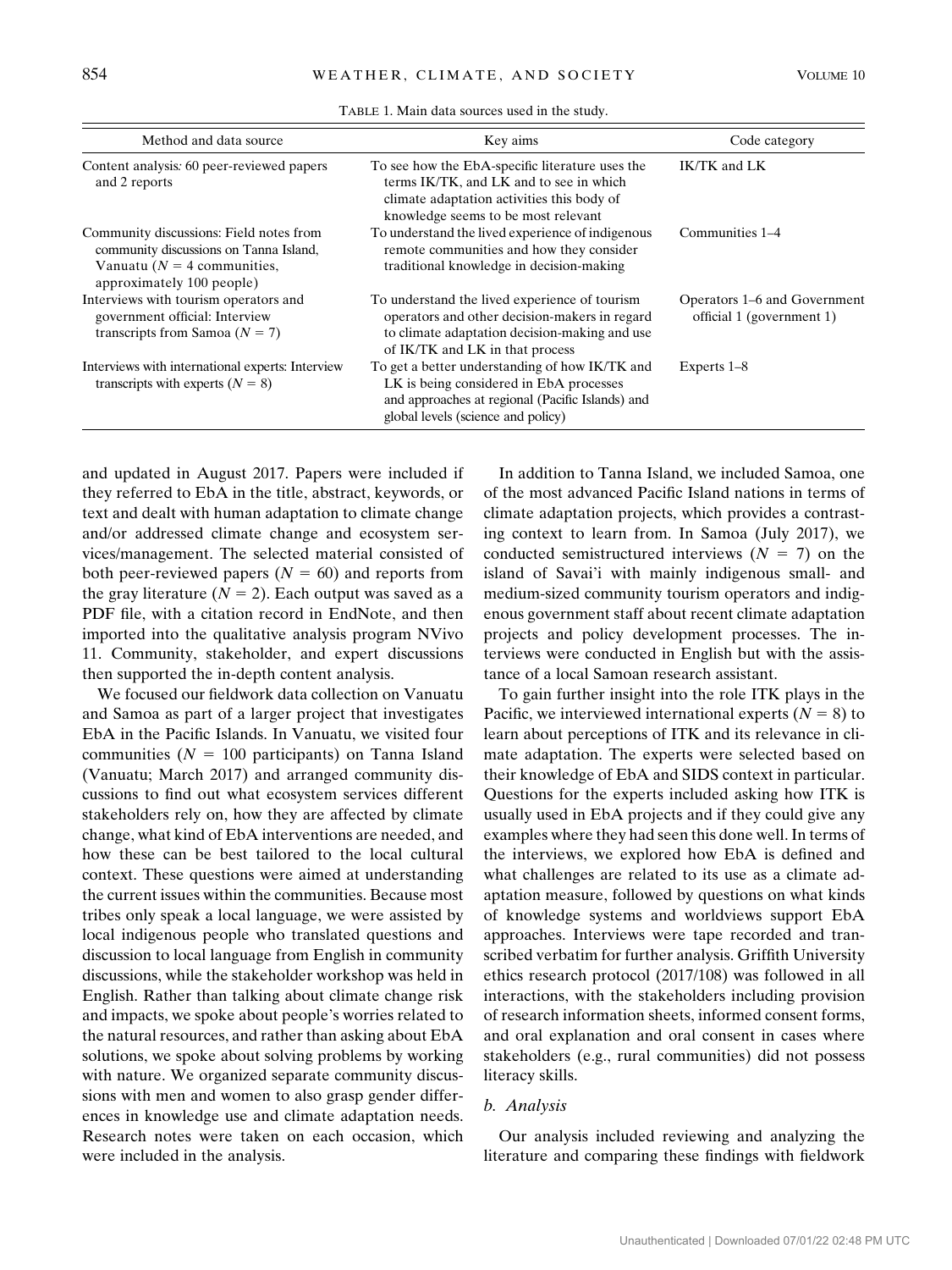TABLE 1. Main data sources used in the study.

| Method and data source | Key aims | Code category |
|---|---|---|
| Content analysis: 60 peer-reviewed papers and 2 reports | To see how the EbA-specific literature uses the terms IK/TK, and LK and to see in which climate adaptation activities this body of knowledge seems to be most relevant | IK/TK and LK |
| Community discussions: Field notes from community discussions on Tanna Island, Vanuatu ($N = 4$ communities, approximately 100 people) | To understand the lived experience of indigenous remote communities and how they consider traditional knowledge in decision-making | Communities 1–4 |
| Interviews with tourism operators and government official: Interview transcripts from Samoa ($N = 7$) | To understand the lived experience of tourism operators and other decision-makers in regard to climate adaptation decision-making and use of IK/TK and LK in that process | Operators 1–6 and Government official 1 (government 1) |
| Interviews with international experts: Interview transcripts with experts ($N = 8$) | To get a better understanding of how IK/TK and LK is being considered in EbA processes and approaches at regional (Pacific Islands) and global levels (science and policy) | Experts 1–8 |

and updated in August 2017. Papers were included if they referred to EbA in the title, abstract, keywords, or text and dealt with human adaptation to climate change and/or addressed climate change and ecosystem services/management. The selected material consisted of both peer-reviewed papers ($N = 60$) and reports from the gray literature ($N = 2$). Each output was saved as a PDF file, with a citation record in EndNote, and then imported into the qualitative analysis program NVivo 11. Community, stakeholder, and expert discussions then supported the in-depth content analysis.

We focused our fieldwork data collection on Vanuatu and Samoa as part of a larger project that investigates EbA in the Pacific Islands. In Vanuatu, we visited four communities ($N = 100$ participants) on Tanna Island (Vanuatu; March 2017) and arranged community discussions to find out what ecosystem services different stakeholders rely on, how they are affected by climate change, what kind of EbA interventions are needed, and how these can be best tailored to the local cultural context. These questions were aimed at understanding the current issues within the communities. Because most tribes only speak a local language, we were assisted by local indigenous people who translated questions and discussion to local language from English in community discussions, while the stakeholder workshop was held in English. Rather than talking about climate change risk and impacts, we spoke about people's worries related to the natural resources, and rather than asking about EbA solutions, we spoke about solving problems by working with nature. We organized separate community discussions with men and women to also grasp gender differences in knowledge use and climate adaptation needs. Research notes were taken on each occasion, which were included in the analysis.

In addition to Tanna Island, we included Samoa, one of the most advanced Pacific Island nations in terms of climate adaptation projects, which provides a contrasting context to learn from. In Samoa (July 2017), we conducted semistructured interviews ($N = 7$) on the island of Savai'i with mainly indigenous small- and medium-sized community tourism operators and indigenous government staff about recent climate adaptation projects and policy development processes. The interviews were conducted in English but with the assistance of a local Samoan research assistant.

To gain further insight into the role ITK plays in the Pacific, we interviewed international experts ($N = 8$) to learn about perceptions of ITK and its relevance in climate adaptation. The experts were selected based on their knowledge of EbA and SIDS context in particular. Questions for the experts included asking how ITK is usually used in EbA projects and if they could give any examples where they had seen this done well. In terms of the interviews, we explored how EbA is defined and what challenges are related to its use as a climate adaptation measure, followed by questions on what kinds of knowledge systems and worldviews support EbA approaches. Interviews were tape recorded and transcribed verbatim for further analysis. Griffith University ethics research protocol (2017/108) was followed in all interactions, with the stakeholders including provision of research information sheets, informed consent forms, and oral explanation and oral consent in cases where stakeholders (e.g., rural communities) did not possess literacy skills.

### b. Analysis

Our analysis included reviewing and analyzing the literature and comparing these findings with fieldwork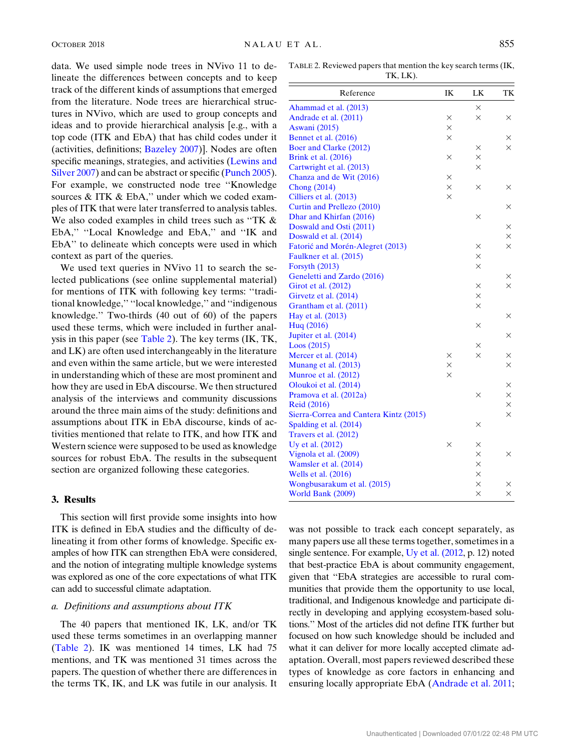data. We used simple node trees in NVivo 11 to delineate the differences between concepts and to keep track of the different kinds of assumptions that emerged from the literature. Node trees are hierarchical structures in NVivo, which are used to group concepts and ideas and to provide hierarchical analysis [e.g., with a top code (ITK and EbA) that has child codes under it (activities, definitions; Bazeley 2007)]. Nodes are often specific meanings, strategies, and activities (Lewins and Silver 2007) and can be abstract or specific (Punch 2005). For example, we constructed node tree "Knowledge sources & ITK & EbA," under which we coded examples of ITK that were later transferred to analysis tables. We also coded examples in child trees such as "TK & EbA," "Local Knowledge and EbA," and "IK and EbA" to delineate which concepts were used in which context as part of the queries.

We used text queries in NVivo 11 to search the selected publications (see online supplemental material) for mentions of ITK with following key terms: "traditional knowledge," "local knowledge," and "indigenous knowledge." Two-thirds (40 out of 60) of the papers used these terms, which were included in further analysis in this paper (see Table 2). The key terms (IK, TK, and LK) are often used interchangeably in the literature and even within the same article, but we were interested in understanding which of these are most prominent and how they are used in EbA discourse. We then structured analysis of the interviews and community discussions around the three main aims of the study: definitions and assumptions about ITK in EbA discourse, kinds of activities mentioned that relate to ITK, and how ITK and Western science were supposed to be used as knowledge sources for robust EbA. The results in the subsequent section are organized following these categories.

TABLE 2. Reviewed papers that mention the key search terms (IK, TK, LK).

| Reference | IK | LK | TK |
|---|---|---|---|
| Ahammad et al. (2013) | | × | |
| Andrade et al. (2011) | × | × | × |
| Aswani (2015) | × | | |
| Bennet et al. (2016) | × | | × |
| Boer and Clarke (2012) | | × | × |
| Brink et al. (2016) | × | × | |
| Cartwright et al. (2013) | | × | |
| Chanza and de Wit (2016) | × | | |
| Chong (2014) | × | × | × |
| Cilliers et al. (2013) | × | | |
| Curtin and Prellezo (2010) | | | × |
| Dhar and Khirfan (2016) | | × | |
| Doswald and Osti (2011) | | | × |
| Doswald et al. (2014) | | | × |
| Fatorić and Morén-Alegret (2013) | | × | × |
| Faulkner et al. (2015) | | × | |
| Forsyth (2013) | | × | |
| Geneletti and Zardo (2016) | | | × |
| Girot et al. (2012) | | × | × |
| Girvetz et al. (2014) | | × | |
| Grantham et al. (2011) | | × | |
| Hay et al. (2013) | | | × |
| Huq (2016) | | × | |
| Jupiter et al. (2014) | | | × |
| Loos (2015) | | × | |
| Mercer et al. (2014) | × | × | × |
| Munang et al. (2013) | × | | × |
| Munroe et al. (2012) | × | | |
| Oloukoi et al. (2014) | | | × |
| Pramova et al. (2012a) | | × | × |
| Reid (2016) | | | × |
| Sierra-Correa and Cantera Kintz (2015) | | | × |
| Spalding et al. (2014) | | × | |
| Travers et al. (2012) | | | |
| Uy et al. (2012) | × | × | |
| Vignola et al. (2009) | | × | × |
| Wamsler et al. (2014) | | × | |
| Wells et al. (2016) | | × | |
| Wongbusarakum et al. (2015) | | × | × |
| World Bank (2009) | | × | × |

## 3. Results

This section will first provide some insights into how ITK is defined in EbA studies and the difficulty of delineating it from other forms of knowledge. Specific examples of how ITK can strengthen EbA were considered, and the notion of integrating multiple knowledge systems was explored as one of the core expectations of what ITK can add to successful climate adaptation.

### a. *Definitions and assumptions about ITK*

The 40 papers that mentioned IK, LK, and/or TK used these terms sometimes in an overlapping manner (Table 2). IK was mentioned 14 times, LK had 75 mentions, and TK was mentioned 31 times across the papers. The question of whether there are differences in the terms TK, IK, and LK was futile in our analysis. It was not possible to track each concept separately, as many papers use all these terms together, sometimes in a single sentence. For example, Uy et al. (2012, p. 12) noted that best-practice EbA is about community engagement, given that "EbA strategies are accessible to rural communities that provide them the opportunity to use local, traditional, and Indigenous knowledge and participate directly in developing and applying ecosystem-based solutions." Most of the articles did not define ITK further but focused on how such knowledge should be included and what it can deliver for more locally accepted climate adaptation. Overall, most papers reviewed described these types of knowledge as core factors in enhancing and ensuring locally appropriate EbA (Andrade et al. 2011;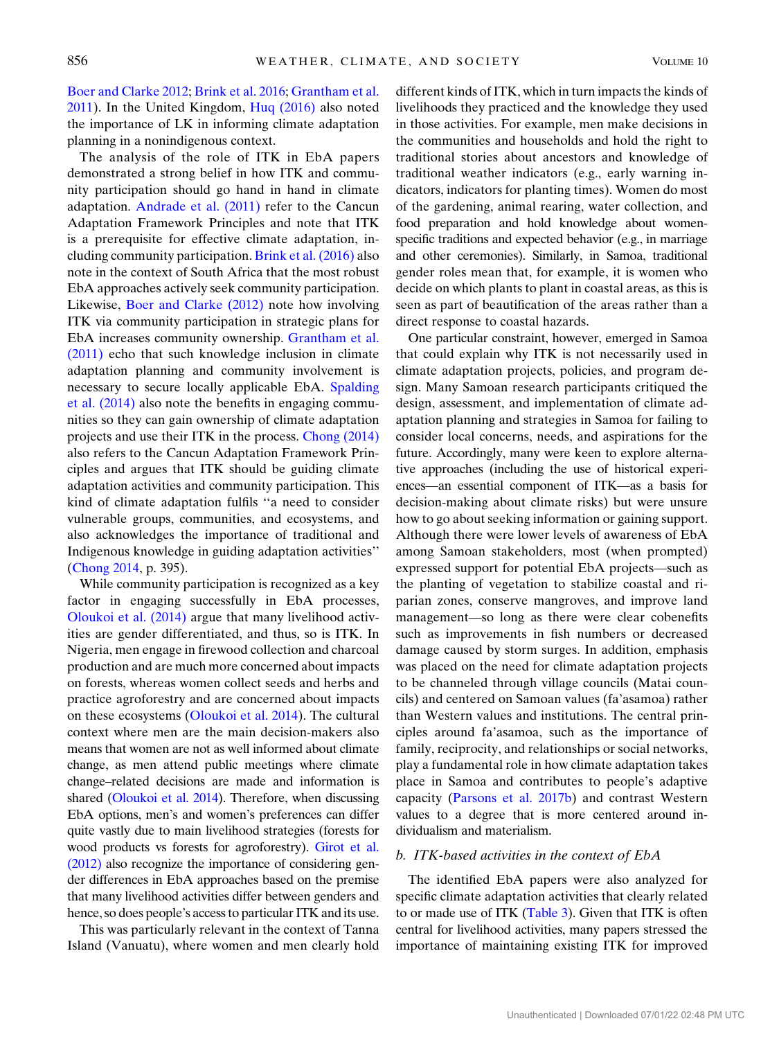Boer and Clarke 2012; Brink et al. 2016; Grantham et al. 2011). In the United Kingdom, Huq (2016) also noted the importance of LK in informing climate adaptation planning in a nonindigenous context.

The analysis of the role of ITK in EbA papers demonstrated a strong belief in how ITK and community participation should go hand in hand in climate adaptation. Andrade et al. (2011) refer to the Cancun Adaptation Framework Principles and note that ITK is a prerequisite for effective climate adaptation, including community participation. Brink et al. (2016) also note in the context of South Africa that the most robust EbA approaches actively seek community participation. Likewise, Boer and Clarke (2012) note how involving ITK via community participation in strategic plans for EbA increases community ownership. Grantham et al. (2011) echo that such knowledge inclusion in climate adaptation planning and community involvement is necessary to secure locally applicable EbA. Spalding et al. (2014) also note the benefits in engaging communities so they can gain ownership of climate adaptation projects and use their ITK in the process. Chong (2014) also refers to the Cancun Adaptation Framework Principles and argues that ITK should be guiding climate adaptation activities and community participation. This kind of climate adaptation fulfils "a need to consider vulnerable groups, communities, and ecosystems, and also acknowledges the importance of traditional and Indigenous knowledge in guiding adaptation activities" (Chong 2014, p. 395).

While community participation is recognized as a key factor in engaging successfully in EbA processes, Oloukoi et al. (2014) argue that many livelihood activities are gender differentiated, and thus, so is ITK. In Nigeria, men engage in firewood collection and charcoal production and are much more concerned about impacts on forests, whereas women collect seeds and herbs and practice agroforestry and are concerned about impacts on these ecosystems (Oloukoi et al. 2014). The cultural context where men are the main decision-makers also means that women are not as well informed about climate change, as men attend public meetings where climate change–related decisions are made and information is shared (Oloukoi et al. 2014). Therefore, when discussing EbA options, men's and women's preferences can differ quite vastly due to main livelihood strategies (forests for wood products vs forests for agroforestry). Girot et al. (2012) also recognize the importance of considering gender differences in EbA approaches based on the premise that many livelihood activities differ between genders and hence, so does people's access to particular ITK and its use.

This was particularly relevant in the context of Tanna Island (Vanuatu), where women and men clearly hold different kinds of ITK, which in turn impacts the kinds of livelihoods they practiced and the knowledge they used in those activities. For example, men make decisions in the communities and households and hold the right to traditional stories about ancestors and knowledge of traditional weather indicators (e.g., early warning indicators, indicators for planting times). Women do most of the gardening, animal rearing, water collection, and food preparation and hold knowledge about women-specific traditions and expected behavior (e.g., in marriage and other ceremonies). Similarly, in Samoa, traditional gender roles mean that, for example, it is women who decide on which plants to plant in coastal areas, as this is seen as part of beautification of the areas rather than a direct response to coastal hazards.

One particular constraint, however, emerged in Samoa that could explain why ITK is not necessarily used in climate adaptation projects, policies, and program design. Many Samoan research participants critiqued the design, assessment, and implementation of climate adaptation planning and strategies in Samoa for failing to consider local concerns, needs, and aspirations for the future. Accordingly, many were keen to explore alternative approaches (including the use of historical experiences—an essential component of ITK—as a basis for decision-making about climate risks) but were unsure how to go about seeking information or gaining support. Although there were lower levels of awareness of EbA among Samoan stakeholders, most (when prompted) expressed support for potential EbA projects—such as the planting of vegetation to stabilize coastal and riparian zones, conserve mangroves, and improve land management—so long as there were clear cobenefits such as improvements in fish numbers or decreased damage caused by storm surges. In addition, emphasis was placed on the need for climate adaptation projects to be channeled through village councils (Matai councils) and centered on Samoan values (fa'asamoa) rather than Western values and institutions. The central principles around fa'asamoa, such as the importance of family, reciprocity, and relationships or social networks, play a fundamental role in how climate adaptation takes place in Samoa and contributes to people's adaptive capacity (Parsons et al. 2017b) and contrast Western values to a degree that is more centered around individualism and materialism.

### b. ITK-based activities in the context of EbA

The identified EbA papers were also analyzed for specific climate adaptation activities that clearly related to or made use of ITK (Table 3). Given that ITK is often central for livelihood activities, many papers stressed the importance of maintaining existing ITK for improved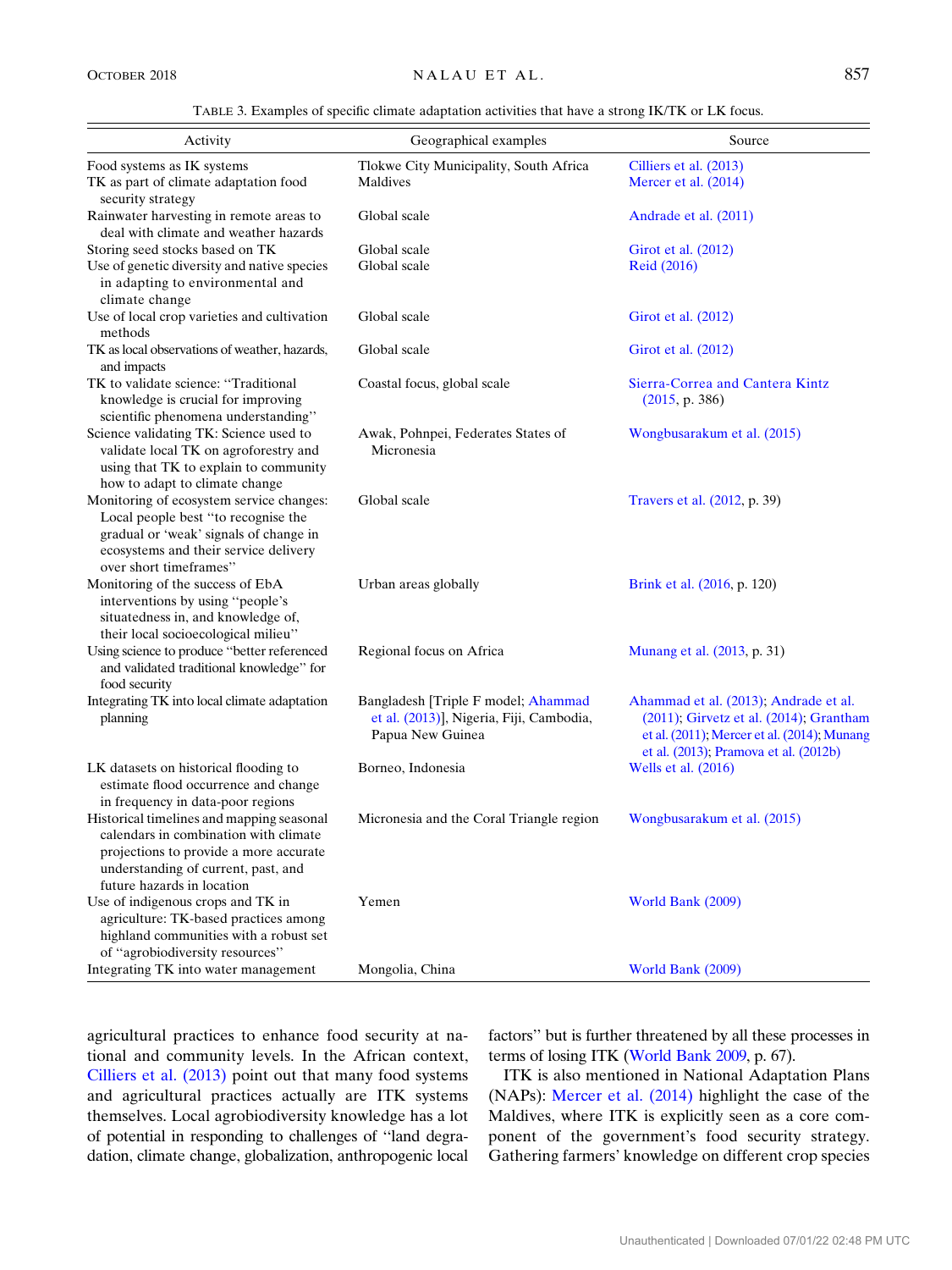TABLE 3. Examples of specific climate adaptation activities that have a strong IK/TK or LK focus.

| Activity | Geographical examples | Source |
|---|---|---|
| Food systems as IK systems | Tlokwe City Municipality, South Africa | Cilliers et al. (2013) |
| TK as part of climate adaptation food security strategy | Maldives | Mercer et al. (2014) |
| Rainwater harvesting in remote areas to deal with climate and weather hazards | Global scale | Andrade et al. (2011) |
| Storing seed stocks based on TK | Global scale | Girot et al. (2012) |
| Use of genetic diversity and native species in adapting to environmental and climate change | Global scale | Reid (2016) |
| Use of local crop varieties and cultivation methods | Global scale | Girot et al. (2012) |
| TK as local observations of weather, hazards, and impacts | Global scale | Girot et al. (2012) |
| TK to validate science: "Traditional knowledge is crucial for improving scientific phenomena understanding" | Coastal focus, global scale | Sierra-Correa and Cantera Kintz (2015, p. 386) |
| Science validating TK: Science used to validate local TK on agroforestry and using that TK to explain to community how to adapt to climate change | Awak, Pohnpei, Federates States of Micronesia | Wongbusarakum et al. (2015) |
| Monitoring of ecosystem service changes: Local people best "to recognise the gradual or 'weak' signals of change in ecosystems and their service delivery over short timeframes" | Global scale | Travers et al. (2012, p. 39) |
| Monitoring of the success of EbA interventions by using "people's situatedness in, and knowledge of, their local socioecological milieu" | Urban areas globally | Brink et al. (2016, p. 120) |
| Using science to produce "better referenced and validated traditional knowledge" for food security | Regional focus on Africa | Munang et al. (2013, p. 31) |
| Integrating TK into local climate adaptation planning | Bangladesh [Triple F model; Ahammad et al. (2013)], Nigeria, Fiji, Cambodia, Papua New Guinea | Ahammad et al. (2013); Andrade et al. (2011); Girvetz et al. (2014); Grantham et al. (2011); Mercer et al. (2014); Munang et al. (2013); Pramova et al. (2012b) |
| LK datasets on historical flooding to estimate flood occurrence and change in frequency in data-poor regions | Borneo, Indonesia | Wells et al. (2016) |
| Historical timelines and mapping seasonal calendars in combination with climate projections to provide a more accurate understanding of current, past, and future hazards in location | Micronesia and the Coral Triangle region | Wongbusarakum et al. (2015) |
| Use of indigenous crops and TK in agriculture: TK-based practices among highland communities with a robust set of "agrobiodiversity resources" | Yemen | World Bank (2009) |
| Integrating TK into water management | Mongolia, China | World Bank (2009) |

agricultural practices to enhance food security at national and community levels. In the African context, Cilliers et al. (2013) point out that many food systems and agricultural practices actually are ITK systems themselves. Local agrobiodiversity knowledge has a lot of potential in responding to challenges of "land degradation, climate change, globalization, anthropogenic local factors" but is further threatened by all these processes in terms of losing ITK (World Bank 2009, p. 67).

ITK is also mentioned in National Adaptation Plans (NAPs): Mercer et al. (2014) highlight the case of the Maldives, where ITK is explicitly seen as a core component of the government's food security strategy. Gathering farmers' knowledge on different crop species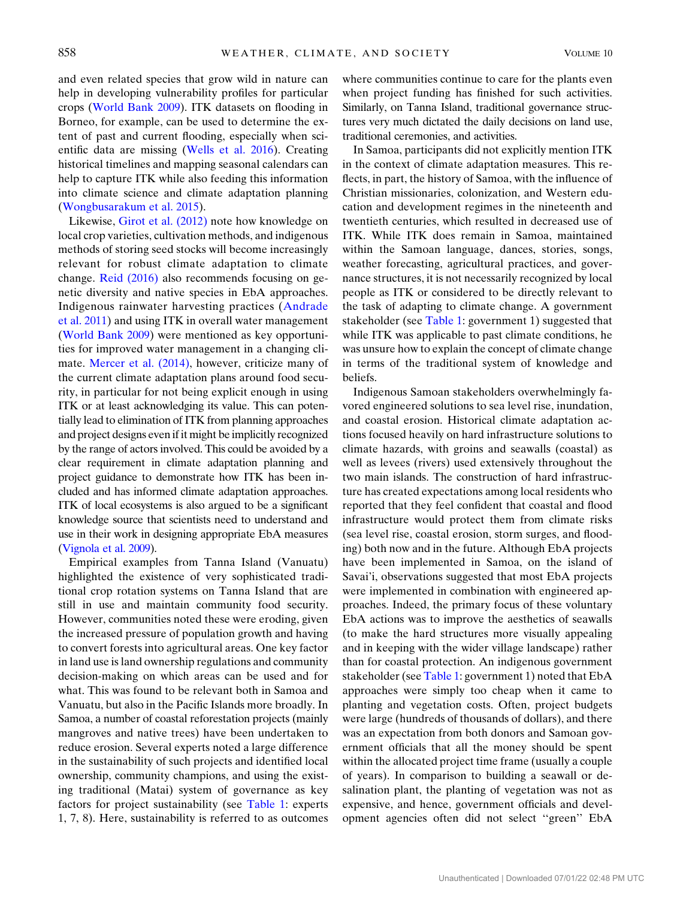and even related species that grow wild in nature can help in developing vulnerability profiles for particular crops (World Bank 2009). ITK datasets on flooding in Borneo, for example, can be used to determine the extent of past and current flooding, especially when scientific data are missing (Wells et al. 2016). Creating historical timelines and mapping seasonal calendars can help to capture ITK while also feeding this information into climate science and climate adaptation planning (Wongbusarakum et al. 2015).

Likewise, Girot et al. (2012) note how knowledge on local crop varieties, cultivation methods, and indigenous methods of storing seed stocks will become increasingly relevant for robust climate adaptation to climate change. Reid (2016) also recommends focusing on genetic diversity and native species in EbA approaches. Indigenous rainwater harvesting practices (Andrade et al. 2011) and using ITK in overall water management (World Bank 2009) were mentioned as key opportunities for improved water management in a changing climate. Mercer et al. (2014), however, criticize many of the current climate adaptation plans around food security, in particular for not being explicit enough in using ITK or at least acknowledging its value. This can potentially lead to elimination of ITK from planning approaches and project designs even if it might be implicitly recognized by the range of actors involved. This could be avoided by a clear requirement in climate adaptation planning and project guidance to demonstrate how ITK has been included and has informed climate adaptation approaches. ITK of local ecosystems is also argued to be a significant knowledge source that scientists need to understand and use in their work in designing appropriate EbA measures (Vignola et al. 2009).

Empirical examples from Tanna Island (Vanuatu) highlighted the existence of very sophisticated traditional crop rotation systems on Tanna Island that are still in use and maintain community food security. However, communities noted these were eroding, given the increased pressure of population growth and having to convert forests into agricultural areas. One key factor in land use is land ownership regulations and community decision-making on which areas can be used and for what. This was found to be relevant both in Samoa and Vanuatu, but also in the Pacific Islands more broadly. In Samoa, a number of coastal reforestation projects (mainly mangroves and native trees) have been undertaken to reduce erosion. Several experts noted a large difference in the sustainability of such projects and identified local ownership, community champions, and using the existing traditional (Matai) system of governance as key factors for project sustainability (see Table 1: experts 1, 7, 8). Here, sustainability is referred to as outcomes where communities continue to care for the plants even when project funding has finished for such activities. Similarly, on Tanna Island, traditional governance structures very much dictated the daily decisions on land use, traditional ceremonies, and activities.

In Samoa, participants did not explicitly mention ITK in the context of climate adaptation measures. This reflects, in part, the history of Samoa, with the influence of Christian missionaries, colonization, and Western education and development regimes in the nineteenth and twentieth centuries, which resulted in decreased use of ITK. While ITK does remain in Samoa, maintained within the Samoan language, dances, stories, songs, weather forecasting, agricultural practices, and governance structures, it is not necessarily recognized by local people as ITK or considered to be directly relevant to the task of adapting to climate change. A government stakeholder (see Table 1: government 1) suggested that while ITK was applicable to past climate conditions, he was unsure how to explain the concept of climate change in terms of the traditional system of knowledge and beliefs.

Indigenous Samoan stakeholders overwhelmingly favored engineered solutions to sea level rise, inundation, and coastal erosion. Historical climate adaptation actions focused heavily on hard infrastructure solutions to climate hazards, with groins and seawalls (coastal) as well as levees (rivers) used extensively throughout the two main islands. The construction of hard infrastructure has created expectations among local residents who reported that they feel confident that coastal and flood infrastructure would protect them from climate risks (sea level rise, coastal erosion, storm surges, and flooding) both now and in the future. Although EbA projects have been implemented in Samoa, on the island of Savai'i, observations suggested that most EbA projects were implemented in combination with engineered approaches. Indeed, the primary focus of these voluntary EbA actions was to improve the aesthetics of seawalls (to make the hard structures more visually appealing and in keeping with the wider village landscape) rather than for coastal protection. An indigenous government stakeholder (see Table 1: government 1) noted that EbA approaches were simply too cheap when it came to planting and vegetation costs. Often, project budgets were large (hundreds of thousands of dollars), and there was an expectation from both donors and Samoan government officials that all the money should be spent within the allocated project time frame (usually a couple of years). In comparison to building a seawall or desalination plant, the planting of vegetation was not as expensive, and hence, government officials and development agencies often did not select "green" EbA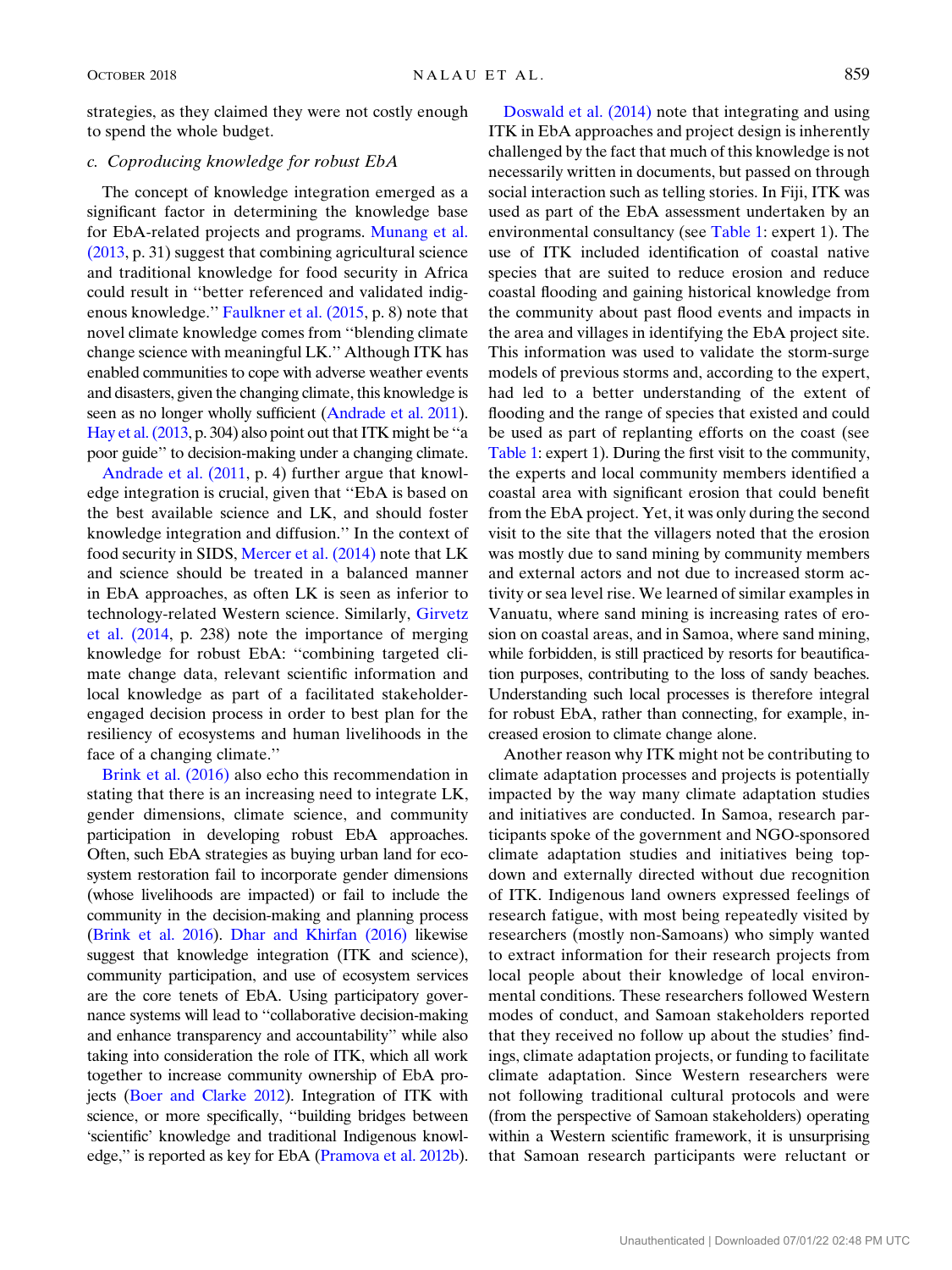strategies, as they claimed they were not costly enough to spend the whole budget.

### c. Coproducing knowledge for robust EbA

The concept of knowledge integration emerged as a significant factor in determining the knowledge base for EbA-related projects and programs. Munang et al. (2013, p. 31) suggest that combining agricultural science and traditional knowledge for food security in Africa could result in "better referenced and validated indigenous knowledge." Faulkner et al. (2015, p. 8) note that novel climate knowledge comes from "blending climate change science with meaningful LK." Although ITK has enabled communities to cope with adverse weather events and disasters, given the changing climate, this knowledge is seen as no longer wholly sufficient (Andrade et al. 2011). Hay et al. (2013, p. 304) also point out that ITK might be "a poor guide" to decision-making under a changing climate.

Andrade et al. (2011, p. 4) further argue that knowledge integration is crucial, given that "EbA is based on the best available science and LK, and should foster knowledge integration and diffusion." In the context of food security in SIDS, Mercer et al. (2014) note that LK and science should be treated in a balanced manner in EbA approaches, as often LK is seen as inferior to technology-related Western science. Similarly, Girvetz et al. (2014, p. 238) note the importance of merging knowledge for robust EbA: "combining targeted climate change data, relevant scientific information and local knowledge as part of a facilitated stakeholder-engaged decision process in order to best plan for the resiliency of ecosystems and human livelihoods in the face of a changing climate."

Brink et al. (2016) also echo this recommendation in stating that there is an increasing need to integrate LK, gender dimensions, climate science, and community participation in developing robust EbA approaches. Often, such EbA strategies as buying urban land for ecosystem restoration fail to incorporate gender dimensions (whose livelihoods are impacted) or fail to include the community in the decision-making and planning process (Brink et al. 2016). Dhar and Khirfan (2016) likewise suggest that knowledge integration (ITK and science), community participation, and use of ecosystem services are the core tenets of EbA. Using participatory governance systems will lead to "collaborative decision-making and enhance transparency and accountability" while also taking into consideration the role of ITK, which all work together to increase community ownership of EbA projects (Boer and Clarke 2012). Integration of ITK with science, or more specifically, "building bridges between 'scientific' knowledge and traditional Indigenous knowledge," is reported as key for EbA (Pramova et al. 2012b).

Doswald et al. (2014) note that integrating and using ITK in EbA approaches and project design is inherently challenged by the fact that much of this knowledge is not necessarily written in documents, but passed on through social interaction such as telling stories. In Fiji, ITK was used as part of the EbA assessment undertaken by an environmental consultancy (see Table 1: expert 1). The use of ITK included identification of coastal native species that are suited to reduce erosion and reduce coastal flooding and gaining historical knowledge from the community about past flood events and impacts in the area and villages in identifying the EbA project site. This information was used to validate the storm-surge models of previous storms and, according to the expert, had led to a better understanding of the extent of flooding and the range of species that existed and could be used as part of replanting efforts on the coast (see Table 1: expert 1). During the first visit to the community, the experts and local community members identified a coastal area with significant erosion that could benefit from the EbA project. Yet, it was only during the second visit to the site that the villagers noted that the erosion was mostly due to sand mining by community members and external actors and not due to increased storm activity or sea level rise. We learned of similar examples in Vanuatu, where sand mining is increasing rates of erosion on coastal areas, and in Samoa, where sand mining, while forbidden, is still practiced by resorts for beautification purposes, contributing to the loss of sandy beaches. Understanding such local processes is therefore integral for robust EbA, rather than connecting, for example, increased erosion to climate change alone.

Another reason why ITK might not be contributing to climate adaptation processes and projects is potentially impacted by the way many climate adaptation studies and initiatives are conducted. In Samoa, research participants spoke of the government and NGO-sponsored climate adaptation studies and initiatives being top-down and externally directed without due recognition of ITK. Indigenous land owners expressed feelings of research fatigue, with most being repeatedly visited by researchers (mostly non-Samoans) who simply wanted to extract information for their research projects from local people about their knowledge of local environmental conditions. These researchers followed Western modes of conduct, and Samoan stakeholders reported that they received no follow up about the studies' findings, climate adaptation projects, or funding to facilitate climate adaptation. Since Western researchers were not following traditional cultural protocols and were (from the perspective of Samoan stakeholders) operating within a Western scientific framework, it is unsurprising that Samoan research participants were reluctant or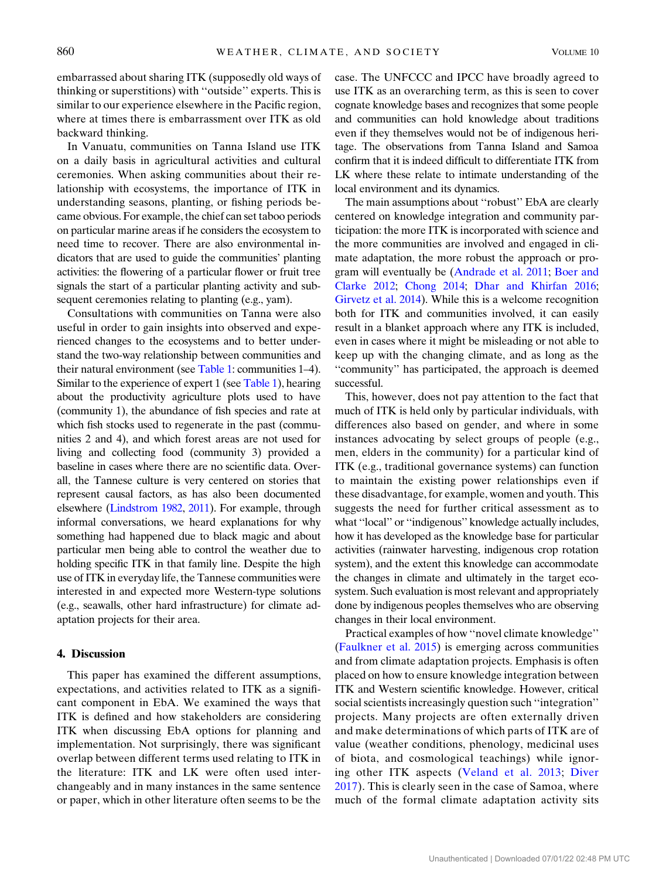embarrassed about sharing ITK (supposedly old ways of thinking or superstitions) with "outside" experts. This is similar to our experience elsewhere in the Pacific region, where at times there is embarrassment over ITK as old backward thinking.

In Vanuatu, communities on Tanna Island use ITK on a daily basis in agricultural activities and cultural ceremonies. When asking communities about their relationship with ecosystems, the importance of ITK in understanding seasons, planting, or fishing periods became obvious. For example, the chief can set taboo periods on particular marine areas if he considers the ecosystem to need time to recover. There are also environmental indicators that are used to guide the communities' planting activities: the flowering of a particular flower or fruit tree signals the start of a particular planting activity and subsequent ceremonies relating to planting (e.g., yam).

Consultations with communities on Tanna were also useful in order to gain insights into observed and experienced changes to the ecosystems and to better understand the two-way relationship between communities and their natural environment (see Table 1: communities 1–4). Similar to the experience of expert 1 (see Table 1), hearing about the productivity agriculture plots used to have (community 1), the abundance of fish species and rate at which fish stocks used to regenerate in the past (communities 2 and 4), and which forest areas are not used for living and collecting food (community 3) provided a baseline in cases where there are no scientific data. Overall, the Tannese culture is very centered on stories that represent causal factors, as has also been documented elsewhere (Lindstrom 1982, 2011). For example, through informal conversations, we heard explanations for why something had happened due to black magic and about particular men being able to control the weather due to holding specific ITK in that family line. Despite the high use of ITK in everyday life, the Tannese communities were interested in and expected more Western-type solutions (e.g., seawalls, other hard infrastructure) for climate adaptation projects for their area.

## 4. Discussion

This paper has examined the different assumptions, expectations, and activities related to ITK as a significant component in EbA. We examined the ways that ITK is defined and how stakeholders are considering ITK when discussing EbA options for planning and implementation. Not surprisingly, there was significant overlap between different terms used relating to ITK in the literature: ITK and LK were often used interchangeably and in many instances in the same sentence or paper, which in other literature often seems to be the case. The UNFCCC and IPCC have broadly agreed to use ITK as an overarching term, as this is seen to cover cognate knowledge bases and recognizes that some people and communities can hold knowledge about traditions even if they themselves would not be of indigenous heritage. The observations from Tanna Island and Samoa confirm that it is indeed difficult to differentiate ITK from LK where these relate to intimate understanding of the local environment and its dynamics.

The main assumptions about "robust" EbA are clearly centered on knowledge integration and community participation: the more ITK is incorporated with science and the more communities are involved and engaged in climate adaptation, the more robust the approach or program will eventually be (Andrade et al. 2011; Boer and Clarke 2012; Chong 2014; Dhar and Khirfan 2016; Girvetz et al. 2014). While this is a welcome recognition both for ITK and communities involved, it can easily result in a blanket approach where any ITK is included, even in cases where it might be misleading or not able to keep up with the changing climate, and as long as the "community" has participated, the approach is deemed successful.

This, however, does not pay attention to the fact that much of ITK is held only by particular individuals, with differences also based on gender, and where in some instances advocating by select groups of people (e.g., men, elders in the community) for a particular kind of ITK (e.g., traditional governance systems) can function to maintain the existing power relationships even if these disadvantage, for example, women and youth. This suggests the need for further critical assessment as to what "local" or "indigenous" knowledge actually includes, how it has developed as the knowledge base for particular activities (rainwater harvesting, indigenous crop rotation system), and the extent this knowledge can accommodate the changes in climate and ultimately in the target ecosystem. Such evaluation is most relevant and appropriately done by indigenous peoples themselves who are observing changes in their local environment.

Practical examples of how "novel climate knowledge" (Faulkner et al. 2015) is emerging across communities and from climate adaptation projects. Emphasis is often placed on how to ensure knowledge integration between ITK and Western scientific knowledge. However, critical social scientists increasingly question such "integration" projects. Many projects are often externally driven and make determinations of which parts of ITK are of value (weather conditions, phenology, medicinal uses of biota, and cosmological teachings) while ignoring other ITK aspects (Veland et al. 2013; Diver 2017). This is clearly seen in the case of Samoa, where much of the formal climate adaptation activity sits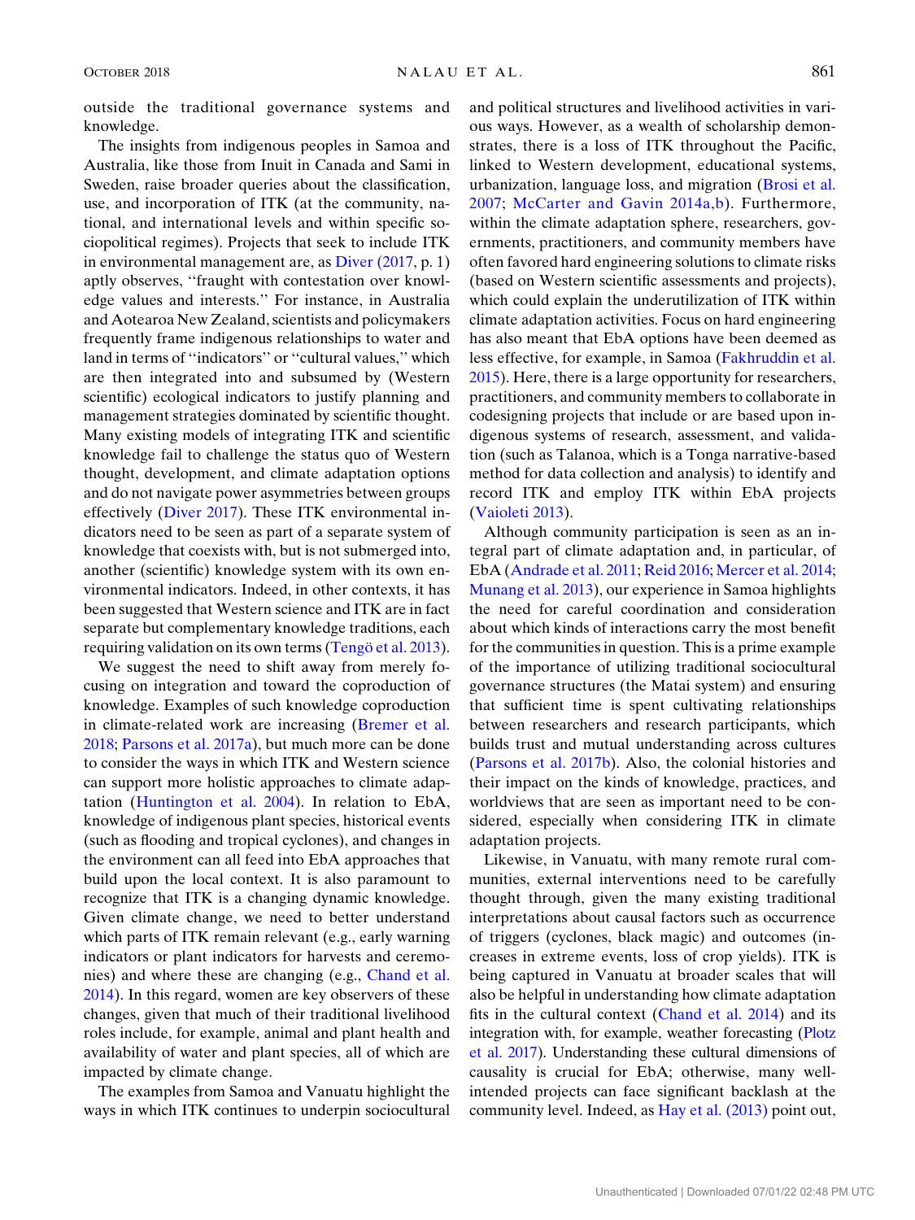outside the traditional governance systems and knowledge.

The insights from indigenous peoples in Samoa and Australia, like those from Inuit in Canada and Sami in Sweden, raise broader queries about the classification, use, and incorporation of ITK (at the community, national, and international levels and within specific sociopolitical regimes). Projects that seek to include ITK in environmental management are, as Diver (2017, p. 1) aptly observes, ''fraught with contestation over knowledge values and interests.'' For instance, in Australia and Aotearoa New Zealand, scientists and policymakers frequently frame indigenous relationships to water and land in terms of ''indicators'' or ''cultural values,'' which are then integrated into and subsumed by (Western scientific) ecological indicators to justify planning and management strategies dominated by scientific thought. Many existing models of integrating ITK and scientific knowledge fail to challenge the status quo of Western thought, development, and climate adaptation options and do not navigate power asymmetries between groups effectively (Diver 2017). These ITK environmental indicators need to be seen as part of a separate system of knowledge that coexists with, but is not submerged into, another (scientific) knowledge system with its own environmental indicators. Indeed, in other contexts, it has been suggested that Western science and ITK are in fact separate but complementary knowledge traditions, each requiring validation on its own terms (Tengö et al. 2013).

We suggest the need to shift away from merely focusing on integration and toward the coproduction of knowledge. Examples of such knowledge coproduction in climate-related work are increasing (Bremer et al. 2018; Parsons et al. 2017a), but much more can be done to consider the ways in which ITK and Western science can support more holistic approaches to climate adaptation (Huntington et al. 2004). In relation to EbA, knowledge of indigenous plant species, historical events (such as flooding and tropical cyclones), and changes in the environment can all feed into EbA approaches that build upon the local context. It is also paramount to recognize that ITK is a changing dynamic knowledge. Given climate change, we need to better understand which parts of ITK remain relevant (e.g., early warning indicators or plant indicators for harvests and ceremonies) and where these are changing (e.g., Chand et al. 2014). In this regard, women are key observers of these changes, given that much of their traditional livelihood roles include, for example, animal and plant health and availability of water and plant species, all of which are impacted by climate change.

The examples from Samoa and Vanuatu highlight the ways in which ITK continues to underpin sociocultural and political structures and livelihood activities in various ways. However, as a wealth of scholarship demonstrates, there is a loss of ITK throughout the Pacific, linked to Western development, educational systems, urbanization, language loss, and migration (Brosi et al. 2007; McCarter and Gavin 2014a,b). Furthermore, within the climate adaptation sphere, researchers, governments, practitioners, and community members have often favored hard engineering solutions to climate risks (based on Western scientific assessments and projects), which could explain the underutilization of ITK within climate adaptation activities. Focus on hard engineering has also meant that EbA options have been deemed as less effective, for example, in Samoa (Fakhruddin et al. 2015). Here, there is a large opportunity for researchers, practitioners, and community members to collaborate in codesigning projects that include or are based upon indigenous systems of research, assessment, and validation (such as Talanoa, which is a Tonga narrative-based method for data collection and analysis) to identify and record ITK and employ ITK within EbA projects (Vaioleti 2013).

Although community participation is seen as an integral part of climate adaptation and, in particular, of EbA (Andrade et al. 2011; Reid 2016; Mercer et al. 2014; Munang et al. 2013), our experience in Samoa highlights the need for careful coordination and consideration about which kinds of interactions carry the most benefit for the communities in question. This is a prime example of the importance of utilizing traditional sociocultural governance structures (the Matai system) and ensuring that sufficient time is spent cultivating relationships between researchers and research participants, which builds trust and mutual understanding across cultures (Parsons et al. 2017b). Also, the colonial histories and their impact on the kinds of knowledge, practices, and worldviews that are seen as important need to be considered, especially when considering ITK in climate adaptation projects.

Likewise, in Vanuatu, with many remote rural communities, external interventions need to be carefully thought through, given the many existing traditional interpretations about causal factors such as occurrence of triggers (cyclones, black magic) and outcomes (increases in extreme events, loss of crop yields). ITK is being captured in Vanuatu at broader scales that will also be helpful in understanding how climate adaptation fits in the cultural context (Chand et al. 2014) and its integration with, for example, weather forecasting (Plotz et al. 2017). Understanding these cultural dimensions of causality is crucial for EbA; otherwise, many well-intended projects can face significant backlash at the community level. Indeed, as Hay et al. (2013) point out,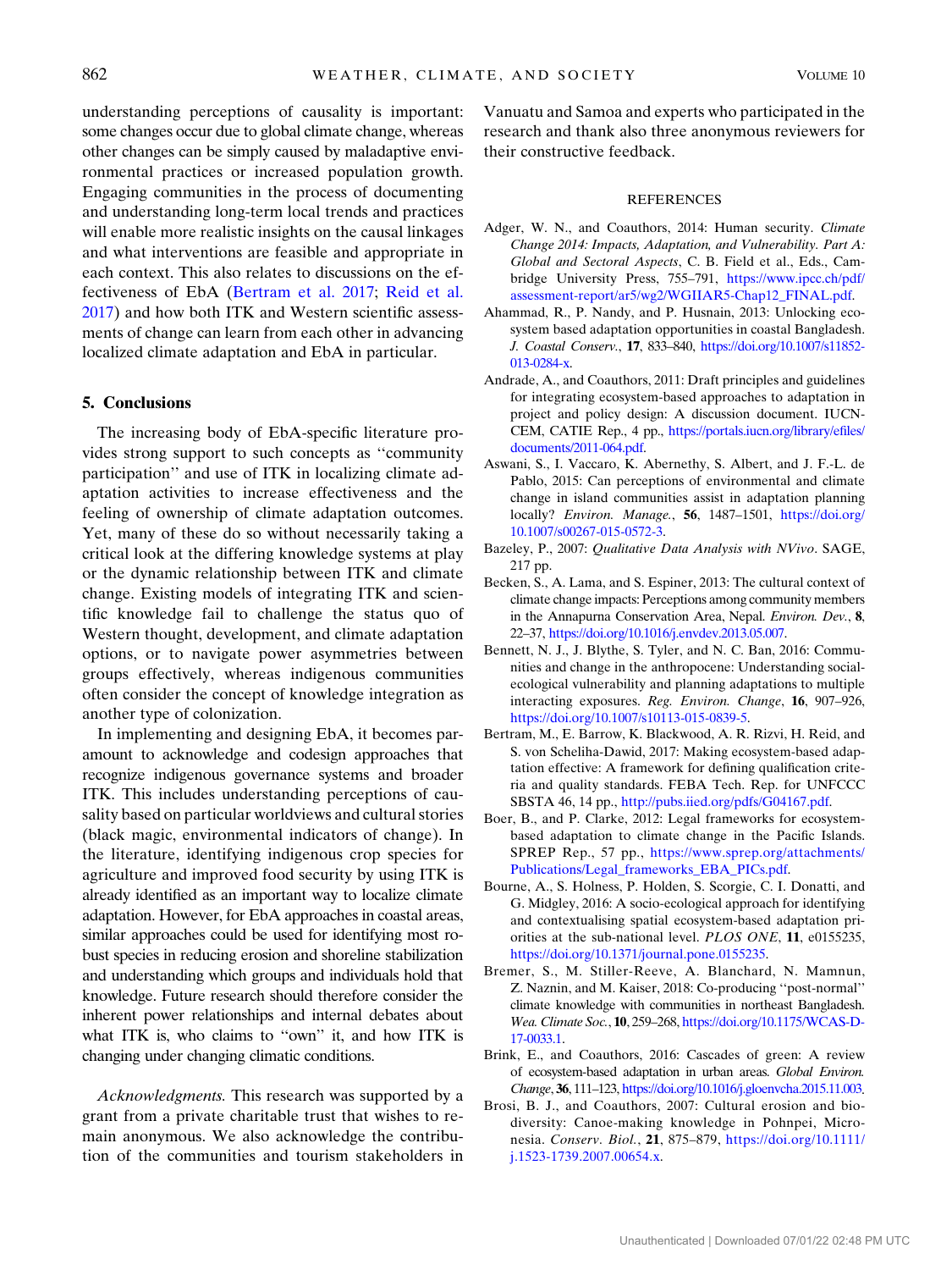understanding perceptions of causality is important: some changes occur due to global climate change, whereas other changes can be simply caused by maladaptive environmental practices or increased population growth. Engaging communities in the process of documenting and understanding long-term local trends and practices will enable more realistic insights on the causal linkages and what interventions are feasible and appropriate in each context. This also relates to discussions on the effectiveness of EbA (Bertram et al. 2017; Reid et al. 2017) and how both ITK and Western scientific assessments of change can learn from each other in advancing localized climate adaptation and EbA in particular.

## 5. Conclusions

The increasing body of EbA-specific literature provides strong support to such concepts as "community participation" and use of ITK in localizing climate adaptation activities to increase effectiveness and the feeling of ownership of climate adaptation outcomes. Yet, many of these do so without necessarily taking a critical look at the differing knowledge systems at play or the dynamic relationship between ITK and climate change. Existing models of integrating ITK and scientific knowledge fail to challenge the status quo of Western thought, development, and climate adaptation options, or to navigate power asymmetries between groups effectively, whereas indigenous communities often consider the concept of knowledge integration as another type of colonization.

In implementing and designing EbA, it becomes paramount to acknowledge and codesign approaches that recognize indigenous governance systems and broader ITK. This includes understanding perceptions of causality based on particular worldviews and cultural stories (black magic, environmental indicators of change). In the literature, identifying indigenous crop species for agriculture and improved food security by using ITK is already identified as an important way to localize climate adaptation. However, for EbA approaches in coastal areas, similar approaches could be used for identifying most robust species in reducing erosion and shoreline stabilization and understanding which groups and individuals hold that knowledge. Future research should therefore consider the inherent power relationships and internal debates about what ITK is, who claims to "own" it, and how ITK is changing under changing climatic conditions.

*Acknowledgments.* This research was supported by a grant from a private charitable trust that wishes to remain anonymous. We also acknowledge the contribution of the communities and tourism stakeholders in Vanuatu and Samoa and experts who participated in the research and thank also three anonymous reviewers for their constructive feedback.

## REFERENCES

Adger, W. N., and Coauthors, 2014: Human security. *Climate Change 2014: Impacts, Adaptation, and Vulnerability. Part A: Global and Sectoral Aspects*, C. B. Field et al., Eds., Cambridge University Press, 755–791, https://www.ipcc.ch/pdf/assessment-report/ar5/wg2/WGIIAR5-Chap12_FINAL.pdf.

Ahammad, R., P. Nandy, and P. Husnain, 2013: Unlocking ecosystem based adaptation opportunities in coastal Bangladesh. *J. Coastal Conserv.*, **17**, 833–840, https://doi.org/10.1007/s11852-013-0284-x.

Andrade, A., and Coauthors, 2011: Draft principles and guidelines for integrating ecosystem-based approaches to adaptation in project and policy design: A discussion document. IUCN-CEM, CATIE Rep., 4 pp., https://portals.iucn.org/library/efiles/documents/2011-064.pdf.

Aswani, S., I. Vaccaro, K. Abernethy, S. Albert, and J. F.-L. de Pablo, 2015: Can perceptions of environmental and climate change in island communities assist in adaptation planning locally? *Environ. Manage.*, **56**, 1487–1501, https://doi.org/10.1007/s00267-015-0572-3.

Bazeley, P., 2007: *Qualitative Data Analysis with NVivo*. SAGE, 217 pp.

Becken, S., A. Lama, and S. Espiner, 2013: The cultural context of climate change impacts: Perceptions among community members in the Annapurna Conservation Area, Nepal. *Environ. Dev.*, **8**, 22–37, https://doi.org/10.1016/j.envdev.2013.05.007.

Bennett, N. J., J. Blythe, S. Tyler, and N. C. Ban, 2016: Communities and change in the anthropocene: Understanding social-ecological vulnerability and planning adaptations to multiple interacting exposures. *Reg. Environ. Change*, **16**, 907–926, https://doi.org/10.1007/s10113-015-0839-5.

Bertram, M., E. Barrow, K. Blackwood, A. R. Rizvi, H. Reid, and S. von Scheliha-Dawid, 2017: Making ecosystem-based adaptation effective: A framework for defining qualification criteria and quality standards. FEBA Tech. Rep. for UNFCCC SBSTA 46, 14 pp., http://pubs.iied.org/pdfs/G04167.pdf.

Boer, B., and P. Clarke, 2012: Legal frameworks for ecosystem-based adaptation to climate change in the Pacific Islands. SPREP Rep., 57 pp., https://www.sprep.org/attachments/Publications/Legal_frameworks_EBA_PICs.pdf.

Bourne, A., S. Holness, P. Holden, S. Scorgie, C. I. Donatti, and G. Midgley, 2016: A socio-ecological approach for identifying and contextualising spatial ecosystem-based adaptation priorities at the sub-national level. *PLOS ONE*, **11**, e0155235, https://doi.org/10.1371/journal.pone.0155235.

Bremer, S., M. Stiller-Reeve, A. Blanchard, N. Mamnun, Z. Naznin, and M. Kaiser, 2018: Co-producing "post-normal" climate knowledge with communities in northeast Bangladesh. *Wea. Climate Soc.*, **10**, 259–268, https://doi.org/10.1175/WCAS-D-17-0033.1.

Brink, E., and Coauthors, 2016: Cascades of green: A review of ecosystem-based adaptation in urban areas. *Global Environ. Change*, **36**, 111–123, https://doi.org/10.1016/j.gloenvcha.2015.11.003.

Brosi, B. J., and Coauthors, 2007: Cultural erosion and biodiversity: Canoe-making knowledge in Pohnpei, Micronesia. *Conserv. Biol.*, **21**, 875–879, https://doi.org/10.1111/j.1523-1739.2007.00654.x.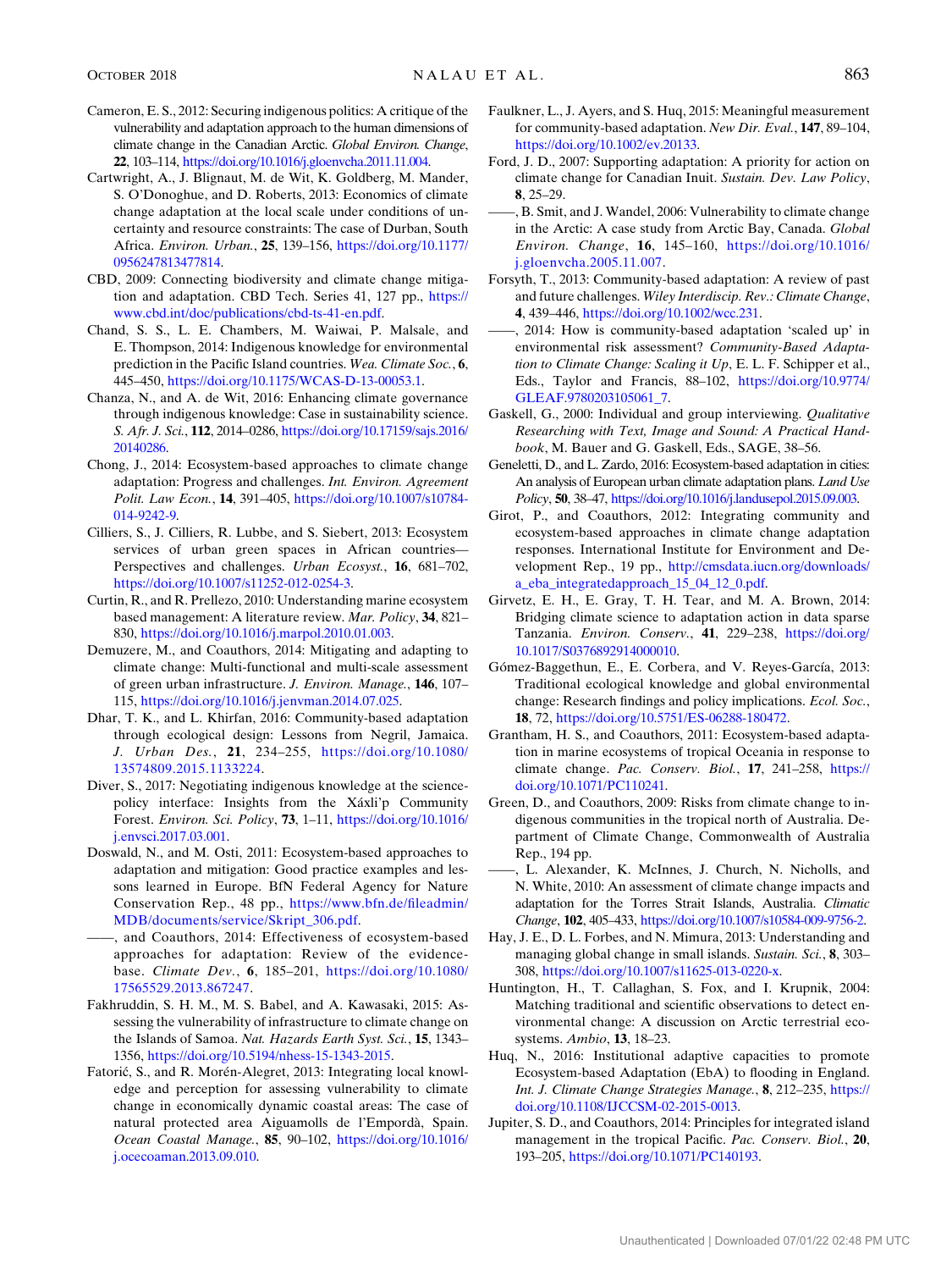Cameron, E. S., 2012: Securing indigenous politics: A critique of the vulnerability and adaptation approach to the human dimensions of climate change in the Canadian Arctic. *Global Environ. Change*, **22**, 103–114, https://doi.org/10.1016/j.gloenvcha.2011.11.004.

Cartwright, A., J. Blignaut, M. de Wit, K. Goldberg, M. Mander, S. O'Donoghue, and D. Roberts, 2013: Economics of climate change adaptation at the local scale under conditions of uncertainty and resource constraints: The case of Durban, South Africa. *Environ. Urban.*, **25**, 139–156, https://doi.org/10.1177/0956247813477814.

CBD, 2009: Connecting biodiversity and climate change mitigation and adaptation. CBD Tech. Series 41, 127 pp., https://www.cbd.int/doc/publications/cbd-ts-41-en.pdf.

Chand, S. S., L. E. Chambers, M. Waiwai, P. Malsale, and E. Thompson, 2014: Indigenous knowledge for environmental prediction in the Pacific Island countries. *Wea. Climate Soc.*, **6**, 445–450, https://doi.org/10.1175/WCAS-D-13-00053.1.

Chanza, N., and A. de Wit, 2016: Enhancing climate governance through indigenous knowledge: Case in sustainability science. *S. Afr. J. Sci.*, **112**, 2014–0286, https://doi.org/10.17159/sajs.2016/20140286.

Chong, J., 2014: Ecosystem-based approaches to climate change adaptation: Progress and challenges. *Int. Environ. Agreement Polit. Law Econ.*, **14**, 391–405, https://doi.org/10.1007/s10784-014-9242-9.

Cilliers, S., J. Cilliers, R. Lubbe, and S. Siebert, 2013: Ecosystem services of urban green spaces in African countries—Perspectives and challenges. *Urban Ecosyst.*, **16**, 681–702, https://doi.org/10.1007/s11252-012-0254-3.

Curtin, R., and R. Prellezo, 2010: Understanding marine ecosystem based management: A literature review. *Mar. Policy*, **34**, 821–830, https://doi.org/10.1016/j.marpol.2010.01.003.

Demuzere, M., and Coauthors, 2014: Mitigating and adapting to climate change: Multi-functional and multi-scale assessment of green urban infrastructure. *J. Environ. Manage.*, **146**, 107–115, https://doi.org/10.1016/j.jenvman.2014.07.025.

Dhar, T. K., and L. Khirfan, 2016: Community-based adaptation through ecological design: Lessons from Negril, Jamaica. *J. Urban Des.*, **21**, 234–255, https://doi.org/10.1080/13574809.2015.1133224.

Diver, S., 2017: Negotiating indigenous knowledge at the science-policy interface: Insights from the Xáxli'p Community Forest. *Environ. Sci. Policy*, **73**, 1–11, https://doi.org/10.1016/j.envsci.2017.03.001.

Doswald, N., and M. Osti, 2011: Ecosystem-based approaches to adaptation and mitigation: Good practice examples and lessons learned in Europe. BfN Federal Agency for Nature Conservation Rep., 48 pp., https://www.bfn.de/fileadmin/MDB/documents/service/Skript_306.pdf.

——, and Coauthors, 2014: Effectiveness of ecosystem-based approaches for adaptation: Review of the evidence-base. *Climate Dev.*, **6**, 185–201, https://doi.org/10.1080/17565529.2013.867247.

Fakhruddin, S. H. M., M. S. Babel, and A. Kawasaki, 2015: Assessing the vulnerability of infrastructure to climate change on the Islands of Samoa. *Nat. Hazards Earth Syst. Sci.*, **15**, 1343–1356, https://doi.org/10.5194/nhess-15-1343-2015.

Fatorić, S., and R. Morén-Alegret, 2013: Integrating local knowledge and perception for assessing vulnerability to climate change in economically dynamic coastal areas: The case of natural protected area Aiguamolls de l'Empordà, Spain. *Ocean Coastal Manage.*, **85**, 90–102, https://doi.org/10.1016/j.ocecoaman.2013.09.010.

Faulkner, L., J. Ayers, and S. Huq, 2015: Meaningful measurement for community-based adaptation. *New Dir. Eval.*, **147**, 89–104, https://doi.org/10.1002/ev.20133.

Ford, J. D., 2007: Supporting adaptation: A priority for action on climate change for Canadian Inuit. *Sustain. Dev. Law Policy*, **8**, 25–29.

——, B. Smit, and J. Wandel, 2006: Vulnerability to climate change in the Arctic: A case study from Arctic Bay, Canada. *Global Environ. Change*, **16**, 145–160, https://doi.org/10.1016/j.gloenvcha.2005.11.007.

Forsyth, T., 2013: Community-based adaptation: A review of past and future challenges. *Wiley Interdiscip. Rev.: Climate Change*, **4**, 439–446, https://doi.org/10.1002/wcc.231.

——, 2014: How is community-based adaptation 'scaled up' in environmental risk assessment? *Community-Based Adaptation to Climate Change: Scaling it Up*, E. L. F. Schipper et al., Eds., Taylor and Francis, 88–102, https://doi.org/10.9774/GLEAF.9780203105061_7.

Gaskell, G., 2000: Individual and group interviewing. *Qualitative Researching with Text, Image and Sound: A Practical Handbook*, M. Bauer and G. Gaskell, Eds., SAGE, 38–56.

Geneletti, D., and L. Zardo, 2016: Ecosystem-based adaptation in cities: An analysis of European urban climate adaptation plans. *Land Use Policy*, **50**, 38–47, https://doi.org/10.1016/j.landusepol.2015.09.003.

Girot, P., and Coauthors, 2012: Integrating community and ecosystem-based approaches in climate change adaptation responses. International Institute for Environment and Development Rep., 19 pp., http://cmsdata.iucn.org/downloads/a_eba_integratedapproach_15_04_12_0.pdf.

Girvetz, E. H., E. Gray, T. H. Tear, and M. A. Brown, 2014: Bridging climate science to adaptation action in data sparse Tanzania. *Environ. Conserv.*, **41**, 229–238, https://doi.org/10.1017/S0376892914000010.

Gómez-Baggethun, E., E. Corbera, and V. Reyes-García, 2013: Traditional ecological knowledge and global environmental change: Research findings and policy implications. *Ecol. Soc.*, **18**, 72, https://doi.org/10.5751/ES-06288-180472.

Grantham, H. S., and Coauthors, 2011: Ecosystem-based adaptation in marine ecosystems of tropical Oceania in response to climate change. *Pac. Conserv. Biol.*, **17**, 241–258, https://doi.org/10.1071/PC110241.

Green, D., and Coauthors, 2009: Risks from climate change to indigenous communities in the tropical north of Australia. Department of Climate Change, Commonwealth of Australia Rep., 194 pp.

——, L. Alexander, K. McInnes, J. Church, N. Nicholls, and N. White, 2010: An assessment of climate change impacts and adaptation for the Torres Strait Islands, Australia. *Climatic Change*, **102**, 405–433, https://doi.org/10.1007/s10584-009-9756-2.

Hay, J. E., D. L. Forbes, and N. Mimura, 2013: Understanding and managing global change in small islands. *Sustain. Sci.*, **8**, 303–308, https://doi.org/10.1007/s11625-013-0220-x.

Huntington, H., T. Callaghan, S. Fox, and I. Krupnik, 2004: Matching traditional and scientific observations to detect environmental change: A discussion on Arctic terrestrial ecosystems. *Ambio*, **13**, 18–23.

Huq, N., 2016: Institutional adaptive capacities to promote Ecosystem-based Adaptation (EbA) to flooding in England. *Int. J. Climate Change Strategies Manage.*, **8**, 212–235, https://doi.org/10.1108/IJCCSM-02-2015-0013.

Jupiter, S. D., and Coauthors, 2014: Principles for integrated island management in the tropical Pacific. *Pac. Conserv. Biol.*, **20**, 193–205, https://doi.org/10.1071/PC140193.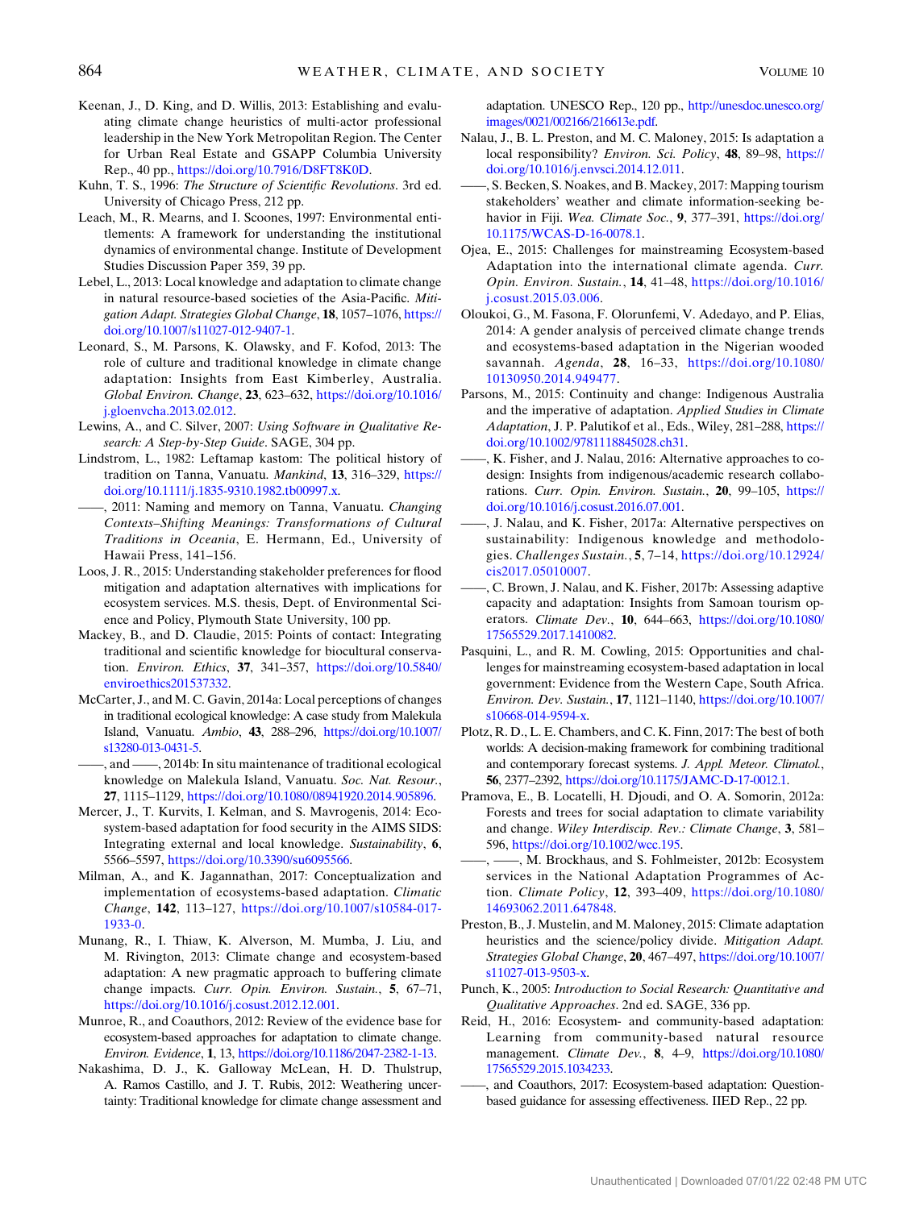Keenan, J., D. King, and D. Willis, 2013: Establishing and evaluating climate change heuristics of multi-actor professional leadership in the New York Metropolitan Region. The Center for Urban Real Estate and GSAPP Columbia University Rep., 40 pp., https://doi.org/10.7916/D8FT8K0D.

Kuhn, T. S., 1996: *The Structure of Scientific Revolutions*. 3rd ed. University of Chicago Press, 212 pp.

Leach, M., R. Mearns, and I. Scoones, 1997: Environmental entitlements: A framework for understanding the institutional dynamics of environmental change. Institute of Development Studies Discussion Paper 359, 39 pp.

Lebel, L., 2013: Local knowledge and adaptation to climate change in natural resource-based societies of the Asia-Pacific. *Mitigation Adapt. Strategies Global Change*, **18**, 1057–1076, https://doi.org/10.1007/s11027-012-9407-1.

Leonard, S., M. Parsons, K. Olawsky, and F. Kofod, 2013: The role of culture and traditional knowledge in climate change adaptation: Insights from East Kimberley, Australia. *Global Environ. Change*, **23**, 623–632, https://doi.org/10.1016/j.gloenvcha.2013.02.012.

Lewins, A., and C. Silver, 2007: *Using Software in Qualitative Research: A Step-by-Step Guide*. SAGE, 304 pp.

Lindstrom, L., 1982: Leftamap kastom: The political history of tradition on Tanna, Vanuatu. *Mankind*, **13**, 316–329, https://doi.org/10.1111/j.1835-9310.1982.tb00997.x.

——, 2011: Naming and memory on Tanna, Vanuatu. *Changing Contexts–Shifting Meanings: Transformations of Cultural Traditions in Oceania*, E. Hermann, Ed., University of Hawaii Press, 141–156.

Loos, J. R., 2015: Understanding stakeholder preferences for flood mitigation and adaptation alternatives with implications for ecosystem services. M.S. thesis, Dept. of Environmental Science and Policy, Plymouth State University, 100 pp.

Mackey, B., and D. Claudie, 2015: Points of contact: Integrating traditional and scientific knowledge for biocultural conservation. *Environ. Ethics*, **37**, 341–357, https://doi.org/10.5840/enviroethics201537332.

McCarter, J., and M. C. Gavin, 2014a: Local perceptions of changes in traditional ecological knowledge: A case study from Malekula Island, Vanuatu. *Ambio*, **43**, 288–296, https://doi.org/10.1007/s13280-013-0431-5.

——, and ——, 2014b: In situ maintenance of traditional ecological knowledge on Malekula Island, Vanuatu. *Soc. Nat. Resour.*, **27**, 1115–1129, https://doi.org/10.1080/08941920.2014.905896.

Mercer, J., T. Kurvits, I. Kelman, and S. Mavrogenis, 2014: Ecosystem-based adaptation for food security in the AIMS SIDS: Integrating external and local knowledge. *Sustainability*, **6**, 5566–5597, https://doi.org/10.3390/su6095566.

Milman, A., and K. Jagannathan, 2017: Conceptualization and implementation of ecosystems-based adaptation. *Climatic Change*, **142**, 113–127, https://doi.org/10.1007/s10584-017-1933-0.

Munang, R., I. Thiaw, K. Alverson, M. Mumba, J. Liu, and M. Rivington, 2013: Climate change and ecosystem-based adaptation: A new pragmatic approach to buffering climate change impacts. *Curr. Opin. Environ. Sustain.*, **5**, 67–71, https://doi.org/10.1016/j.cosust.2012.12.001.

Munroe, R., and Coauthors, 2012: Review of the evidence base for ecosystem-based approaches for adaptation to climate change. *Environ. Evidence*, **1**, 13, https://doi.org/10.1186/2047-2382-1-13.

Nakashima, D. J., K. Galloway McLean, H. D. Thulstrup, A. Ramos Castillo, and J. T. Rubis, 2012: Weathering uncertainty: Traditional knowledge for climate change assessment and adaptation. UNESCO Rep., 120 pp., http://unesdoc.unesco.org/images/0021/002166/216613e.pdf.

Nalau, J., B. L. Preston, and M. C. Maloney, 2015: Is adaptation a local responsibility? *Environ. Sci. Policy*, **48**, 89–98, https://doi.org/10.1016/j.envsci.2014.12.011.

——, S. Becken, S. Noakes, and B. Mackey, 2017: Mapping tourism stakeholders' weather and climate information-seeking behavior in Fiji. *Wea. Climate Soc.*, **9**, 377–391, https://doi.org/10.1175/WCAS-D-16-0078.1.

Ojea, E., 2015: Challenges for mainstreaming Ecosystem-based Adaptation into the international climate agenda. *Curr. Opin. Environ. Sustain.*, **14**, 41–48, https://doi.org/10.1016/j.cosust.2015.03.006.

Oloukoi, G., M. Fasona, F. Olorunfemi, V. Adedayo, and P. Elias, 2014: A gender analysis of perceived climate change trends and ecosystems-based adaptation in the Nigerian wooded savannah. *Agenda*, **28**, 16–33, https://doi.org/10.1080/10130950.2014.949477.

Parsons, M., 2015: Continuity and change: Indigenous Australia and the imperative of adaptation. *Applied Studies in Climate Adaptation*, J. P. Palutikof et al., Eds., Wiley, 281–288, https://doi.org/10.1002/9781118845028.ch31.

——, K. Fisher, and J. Nalau, 2016: Alternative approaches to co-design: Insights from indigenous/academic research collaborations. *Curr. Opin. Environ. Sustain.*, **20**, 99–105, https://doi.org/10.1016/j.cosust.2016.07.001.

——, J. Nalau, and K. Fisher, 2017a: Alternative perspectives on sustainability: Indigenous knowledge and methodologies. *Challenges Sustain.*, **5**, 7–14, https://doi.org/10.12924/cis2017.05010007.

——, C. Brown, J. Nalau, and K. Fisher, 2017b: Assessing adaptive capacity and adaptation: Insights from Samoan tourism operators. *Climate Dev.*, **10**, 644–663, https://doi.org/10.1080/17565529.2017.1410082.

Pasquini, L., and R. M. Cowling, 2015: Opportunities and challenges for mainstreaming ecosystem-based adaptation in local government: Evidence from the Western Cape, South Africa. *Environ. Dev. Sustain.*, **17**, 1121–1140, https://doi.org/10.1007/s10668-014-9594-x.

Plotz, R. D., L. E. Chambers, and C. K. Finn, 2017: The best of both worlds: A decision-making framework for combining traditional and contemporary forecast systems. *J. Appl. Meteor. Climatol.*, **56**, 2377–2392, https://doi.org/10.1175/JAMC-D-17-0012.1.

Pramova, E., B. Locatelli, H. Djoudi, and O. A. Somorin, 2012a: Forests and trees for social adaptation to climate variability and change. *Wiley Interdiscip. Rev.: Climate Change*, **3**, 581–596, https://doi.org/10.1002/wcc.195.

——, ——, M. Brockhaus, and S. Fohlmeister, 2012b: Ecosystem services in the National Adaptation Programmes of Action. *Climate Policy*, **12**, 393–409, https://doi.org/10.1080/14693062.2011.647848.

Preston, B., J. Mustelin, and M. Maloney, 2015: Climate adaptation heuristics and the science/policy divide. *Mitigation Adapt. Strategies Global Change*, **20**, 467–497, https://doi.org/10.1007/s11027-013-9503-x.

Punch, K., 2005: *Introduction to Social Research: Quantitative and Qualitative Approaches*. 2nd ed. SAGE, 336 pp.

Reid, H., 2016: Ecosystem- and community-based adaptation: Learning from community-based natural resource management. *Climate Dev.*, **8**, 4–9, https://doi.org/10.1080/17565529.2015.1034233.

——, and Coauthors, 2017: Ecosystem-based adaptation: Question-based guidance for assessing effectiveness. IIED Rep., 22 pp.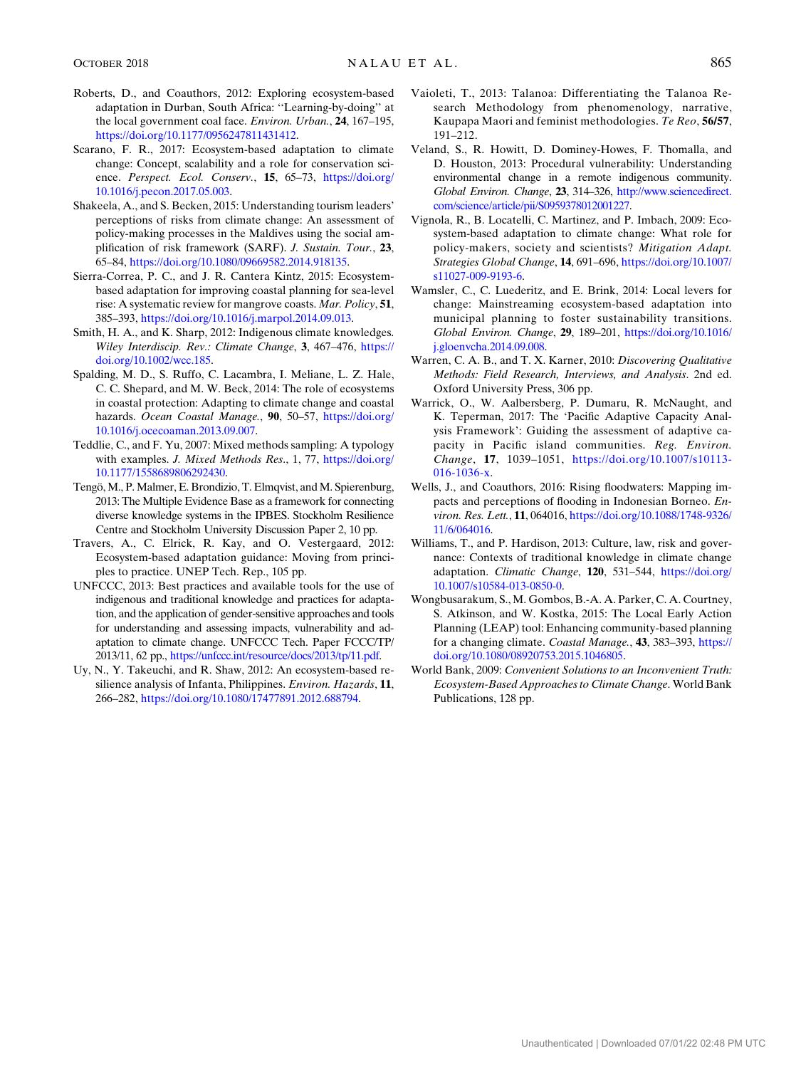Roberts, D., and Coauthors, 2012: Exploring ecosystem-based adaptation in Durban, South Africa: "Learning-by-doing" at the local government coal face. *Environ. Urban.*, **24**, 167–195, https://doi.org/10.1177/0956247811431412.

Scarano, F. R., 2017: Ecosystem-based adaptation to climate change: Concept, scalability and a role for conservation science. *Perspect. Ecol. Conserv.*, **15**, 65–73, https://doi.org/10.1016/j.pecon.2017.05.003.

Shakeela, A., and S. Becken, 2015: Understanding tourism leaders' perceptions of risks from climate change: An assessment of policy-making processes in the Maldives using the social amplification of risk framework (SARF). *J. Sustain. Tour.*, **23**, 65–84, https://doi.org/10.1080/09669582.2014.918135.

Sierra-Correa, P. C., and J. R. Cantera Kintz, 2015: Ecosystem-based adaptation for improving coastal planning for sea-level rise: A systematic review for mangrove coasts. *Mar. Policy*, **51**, 385–393, https://doi.org/10.1016/j.marpol.2014.09.013.

Smith, H. A., and K. Sharp, 2012: Indigenous climate knowledges. *Wiley Interdiscip. Rev.: Climate Change*, **3**, 467–476, https://doi.org/10.1002/wcc.185.

Spalding, M. D., S. Ruffo, C. Lacambra, I. Meliane, L. Z. Hale, C. C. Shepard, and M. W. Beck, 2014: The role of ecosystems in coastal protection: Adapting to climate change and coastal hazards. *Ocean Coastal Manage.*, **90**, 50–57, https://doi.org/10.1016/j.ocecoaman.2013.09.007.

Teddlie, C., and F. Yu, 2007: Mixed methods sampling: A typology with examples. *J. Mixed Methods Res.*, 1, 77, https://doi.org/10.1177/1558689806292430.

Tengö, M., P. Malmer, E. Brondizio, T. Elmqvist, and M. Spierenburg, 2013: The Multiple Evidence Base as a framework for connecting diverse knowledge systems in the IPBES. Stockholm Resilience Centre and Stockholm University Discussion Paper 2, 10 pp.

Travers, A., C. Elrick, R. Kay, and O. Vestergaard, 2012: Ecosystem-based adaptation guidance: Moving from principles to practice. UNEP Tech. Rep., 105 pp.

UNFCCC, 2013: Best practices and available tools for the use of indigenous and traditional knowledge and practices for adaptation, and the application of gender-sensitive approaches and tools for understanding and assessing impacts, vulnerability and adaptation to climate change. UNFCCC Tech. Paper FCCC/TP/2013/11, 62 pp., https://unfccc.int/resource/docs/2013/tp/11.pdf.

Uy, N., Y. Takeuchi, and R. Shaw, 2012: An ecosystem-based resilience analysis of Infanta, Philippines. *Environ. Hazards*, **11**, 266–282, https://doi.org/10.1080/17477891.2012.688794.

Vaioleti, T., 2013: Talanoa: Differentiating the Talanoa Research Methodology from phenomenology, narrative, Kaupapa Maori and feminist methodologies. *Te Reo*, **56/57**, 191–212.

Veland, S., R. Howitt, D. Dominey-Howes, F. Thomalla, and D. Houston, 2013: Procedural vulnerability: Understanding environmental change in a remote indigenous community. *Global Environ. Change*, **23**, 314–326, http://www.sciencedirect.com/science/article/pii/S0959378012001227.

Vignola, R., B. Locatelli, C. Martinez, and P. Imbach, 2009: Ecosystem-based adaptation to climate change: What role for policy-makers, society and scientists? *Mitigation Adapt. Strategies Global Change*, **14**, 691–696, https://doi.org/10.1007/s11027-009-9193-6.

Wamsler, C., C. Luederitz, and E. Brink, 2014: Local levers for change: Mainstreaming ecosystem-based adaptation into municipal planning to foster sustainability transitions. *Global Environ. Change*, **29**, 189–201, https://doi.org/10.1016/j.gloenvcha.2014.09.008.

Warren, C. A. B., and T. X. Karner, 2010: *Discovering Qualitative Methods: Field Research, Interviews, and Analysis*. 2nd ed. Oxford University Press, 306 pp.

Warrick, O., W. Aalbersberg, P. Dumaru, R. McNaught, and K. Teperman, 2017: The 'Pacific Adaptive Capacity Analysis Framework': Guiding the assessment of adaptive capacity in Pacific island communities. *Reg. Environ. Change*, **17**, 1039–1051, https://doi.org/10.1007/s10113-016-1036-x.

Wells, J., and Coauthors, 2016: Rising floodwaters: Mapping impacts and perceptions of flooding in Indonesian Borneo. *Environ. Res. Lett.*, **11**, 064016, https://doi.org/10.1088/1748-9326/11/6/064016.

Williams, T., and P. Hardison, 2013: Culture, law, risk and governance: Contexts of traditional knowledge in climate change adaptation. *Climatic Change*, **120**, 531–544, https://doi.org/10.1007/s10584-013-0850-0.

Wongbusarakum, S., M. Gombos, B.-A. A. Parker, C. A. Courtney, S. Atkinson, and W. Kostka, 2015: The Local Early Action Planning (LEAP) tool: Enhancing community-based planning for a changing climate. *Coastal Manage.*, **43**, 383–393, https://doi.org/10.1080/08920753.2015.1046805.

World Bank, 2009: *Convenient Solutions to an Inconvenient Truth: Ecosystem-Based Approaches to Climate Change*. World Bank Publications, 128 pp.